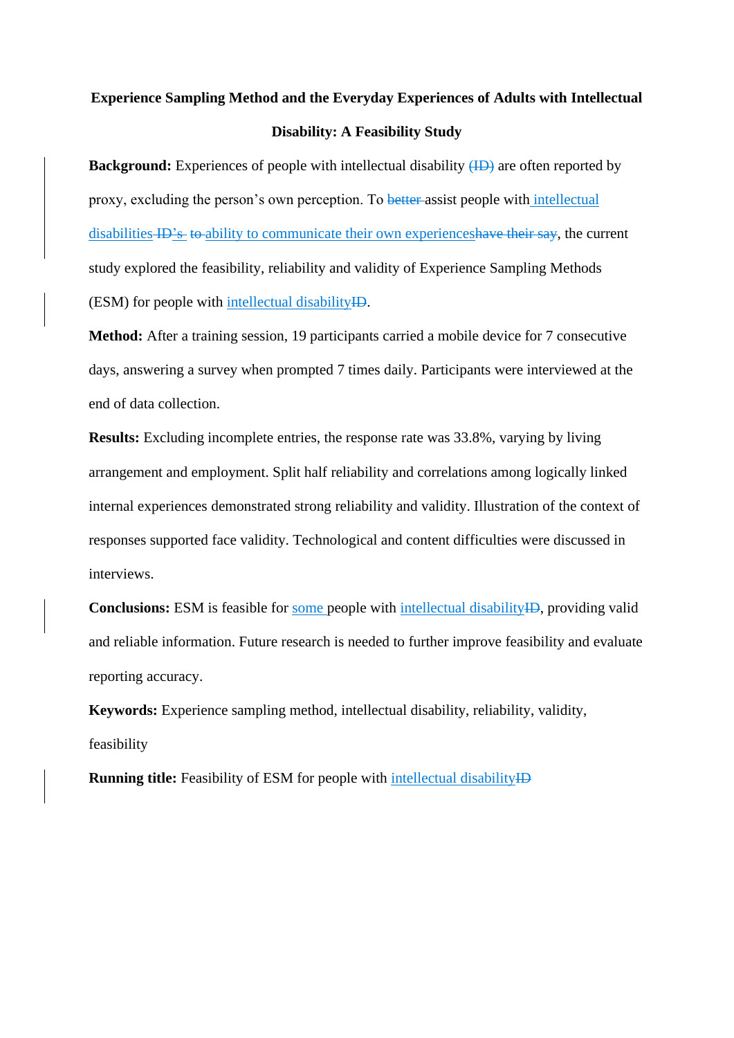**Experience Sampling Method and the Everyday Experiences of Adults with Intellectual Disability: A Feasibility Study**

**Background:** Experiences of people with intellectual disability ~~(ID)~~ are often reported by proxy, excluding the person's own perception. To ~~better~~ assist people with intellectual disabilities ~~ID~~'s ~~to~~ ability to communicate their own experiences~~have their say~~, the current study explored the feasibility, reliability and validity of Experience Sampling Methods (ESM) for people with intellectual disability~~ID~~.

**Method:** After a training session, 19 participants carried a mobile device for 7 consecutive days, answering a survey when prompted 7 times daily. Participants were interviewed at the end of data collection.

**Results:** Excluding incomplete entries, the response rate was 33.8%, varying by living arrangement and employment. Split half reliability and correlations among logically linked internal experiences demonstrated strong reliability and validity. Illustration of the context of responses supported face validity. Technological and content difficulties were discussed in interviews.

**Conclusions:** ESM is feasible for some people with intellectual disability~~ID~~, providing valid and reliable information. Future research is needed to further improve feasibility and evaluate reporting accuracy.

**Keywords:** Experience sampling method, intellectual disability, reliability, validity, feasibility

**Running title:** Feasibility of ESM for people with intellectual disability~~ID~~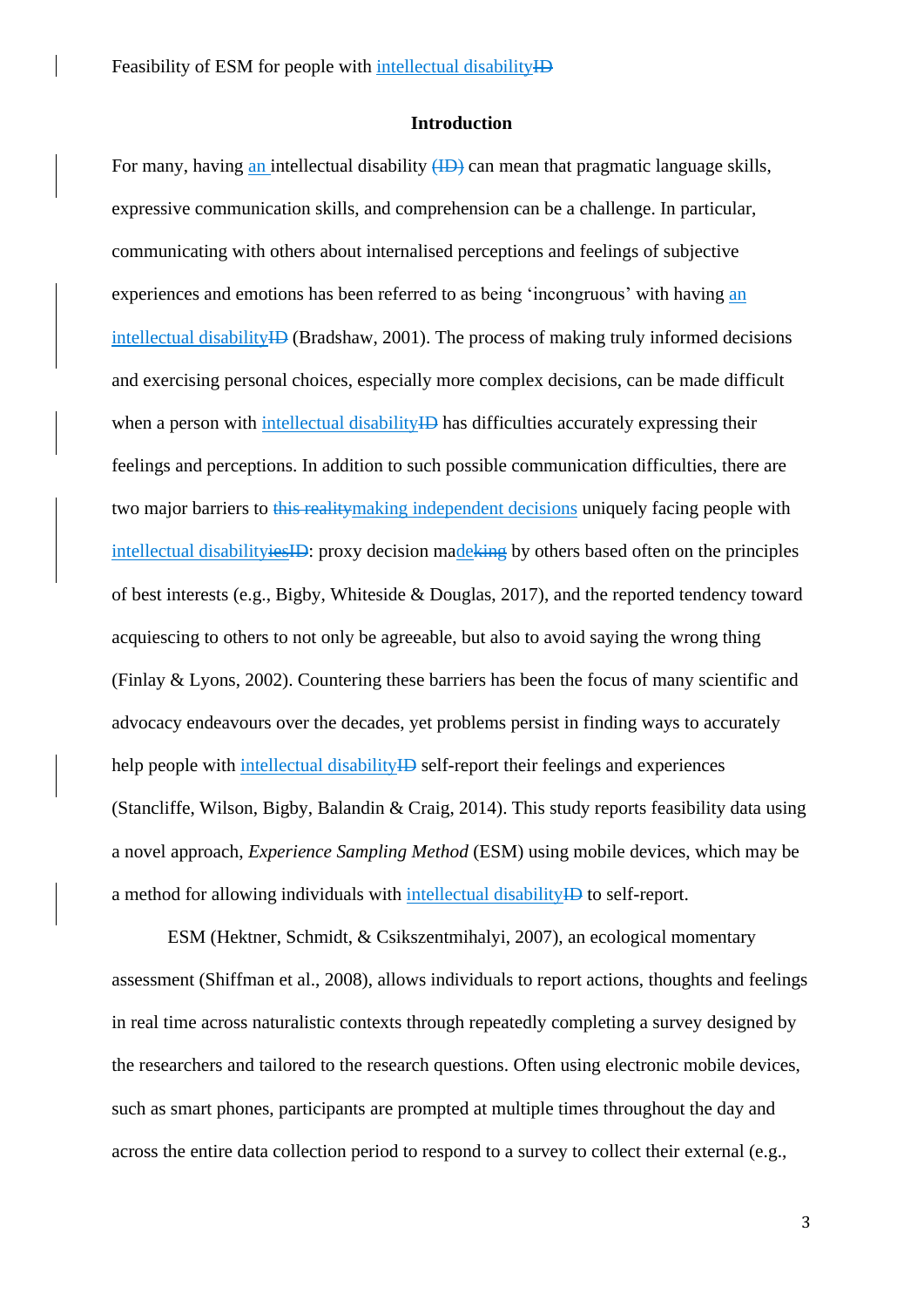# Introduction

For many, having an intellectual disability ~~(ID)~~ can mean that pragmatic language skills, expressive communication skills, and comprehension can be a challenge. In particular, communicating with others about internalised perceptions and feelings of subjective experiences and emotions has been referred to as being 'incongruous' with having an intellectual disability~~ID~~ (Bradshaw, 2001). The process of making truly informed decisions and exercising personal choices, especially more complex decisions, can be made difficult when a person with intellectual disability~~ID~~ has difficulties accurately expressing their feelings and perceptions. In addition to such possible communication difficulties, there are two major barriers to ~~this reality~~making independent decisions uniquely facing people with intellectual disability~~ies~~~~ID~~: proxy decision made~~king~~ by others based often on the principles of best interests (e.g., Bigby, Whiteside & Douglas, 2017), and the reported tendency toward acquiescing to others to not only be agreeable, but also to avoid saying the wrong thing (Finlay & Lyons, 2002). Countering these barriers has been the focus of many scientific and advocacy endeavours over the decades, yet problems persist in finding ways to accurately help people with intellectual disability~~ID~~ self-report their feelings and experiences (Stancliffe, Wilson, Bigby, Balandin & Craig, 2014). This study reports feasibility data using a novel approach, *Experience Sampling Method* (ESM) using mobile devices, which may be a method for allowing individuals with intellectual disability~~ID~~ to self-report.

ESM (Hektner, Schmidt, & Csikszentmihalyi, 2007), an ecological momentary assessment (Shiffman et al., 2008), allows individuals to report actions, thoughts and feelings in real time across naturalistic contexts through repeatedly completing a survey designed by the researchers and tailored to the research questions. Often using electronic mobile devices, such as smart phones, participants are prompted at multiple times throughout the day and across the entire data collection period to respond to a survey to collect their external (e.g.,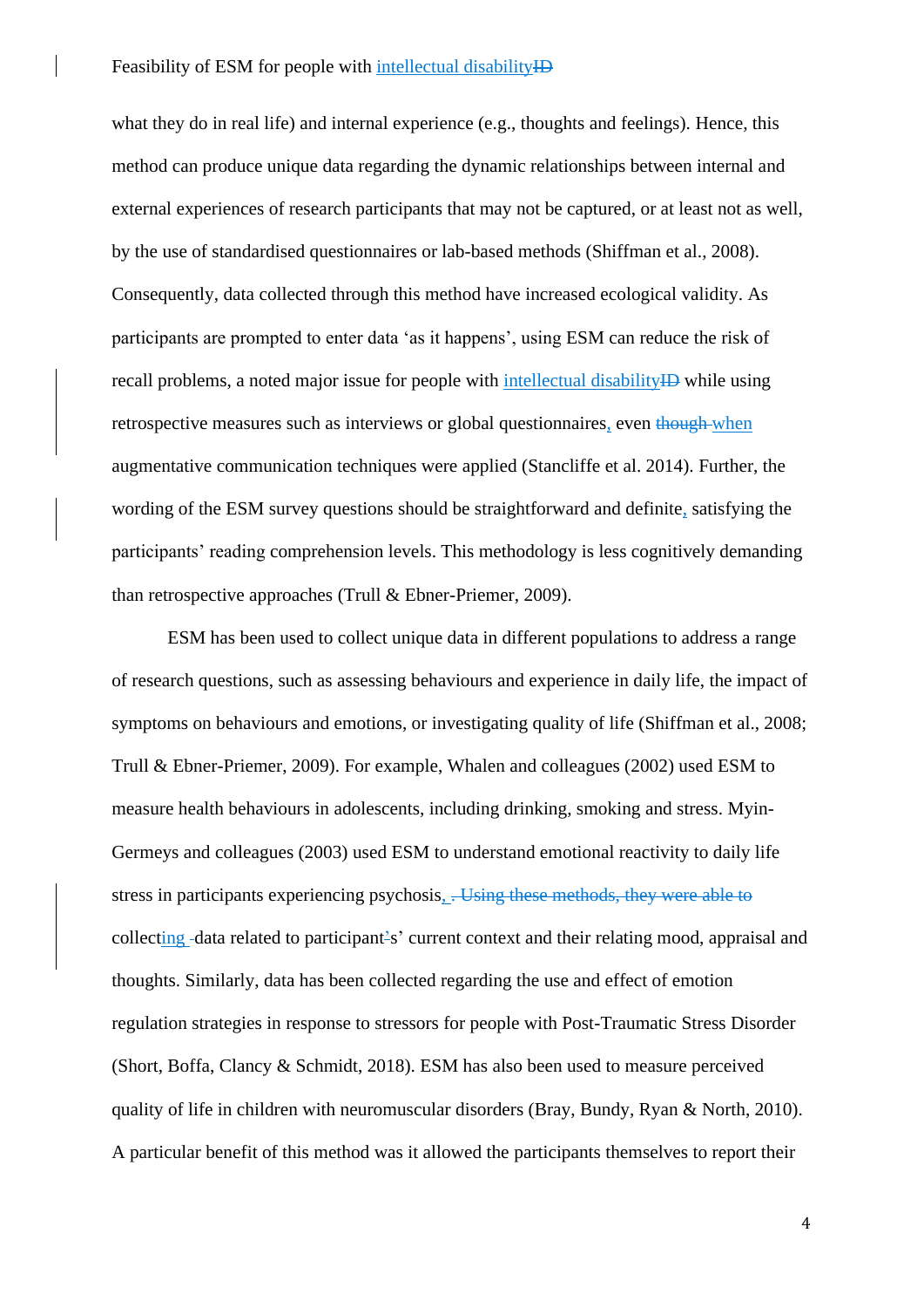what they do in real life) and internal experience (e.g., thoughts and feelings). Hence, this method can produce unique data regarding the dynamic relationships between internal and external experiences of research participants that may not be captured, or at least not as well, by the use of standardised questionnaires or lab-based methods (Shiffman et al., 2008). Consequently, data collected through this method have increased ecological validity. As participants are prompted to enter data ‘as it happens’, using ESM can reduce the risk of recall problems, a noted major issue for people with intellectual disability while using retrospective measures such as interviews or global questionnaires, even when augmentative communication techniques were applied (Stancliffe et al. 2014). Further, the wording of the ESM survey questions should be straightforward and definite, satisfying the participants’ reading comprehension levels. This methodology is less cognitively demanding than retrospective approaches (Trull & Ebner-Priemer, 2009).

ESM has been used to collect unique data in different populations to address a range of research questions, such as assessing behaviours and experience in daily life, the impact of symptoms on behaviours and emotions, or investigating quality of life (Shiffman et al., 2008; Trull & Ebner-Priemer, 2009). For example, Whalen and colleagues (2002) used ESM to measure health behaviours in adolescents, including drinking, smoking and stress. Myin-Germeys and colleagues (2003) used ESM to understand emotional reactivity to daily life stress in participants experiencing psychosis, collecting data related to participants’ current context and their relating mood, appraisal and thoughts. Similarly, data has been collected regarding the use and effect of emotion regulation strategies in response to stressors for people with Post-Traumatic Stress Disorder (Short, Boffa, Clancy & Schmidt, 2018). ESM has also been used to measure perceived quality of life in children with neuromuscular disorders (Bray, Bundy, Ryan & North, 2010). A particular benefit of this method was it allowed the participants themselves to report their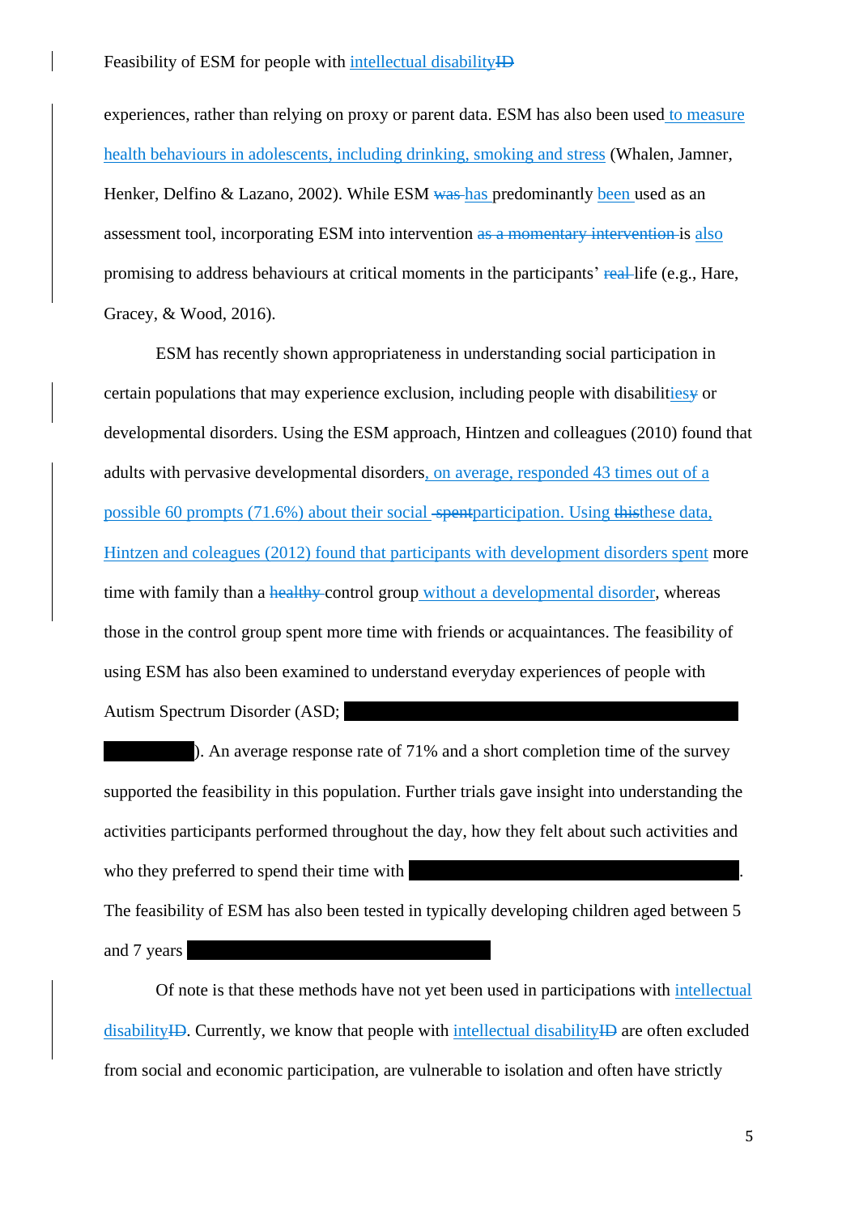experiences, rather than relying on proxy or parent data. ESM has also been used to measure health behaviours in adolescents, including drinking, smoking and stress (Whalen, Jamner, Henker, Delfino & Lazano, 2002). While ESM ~~was~~ has predominantly been used as an assessment tool, incorporating ESM into intervention ~~as a momentary intervention~~ is also promising to address behaviours at critical moments in the participants' ~~real~~ life (e.g., Hare, Gracey, & Wood, 2016).

ESM has recently shown appropriateness in understanding social participation in certain populations that may experience exclusion, including people with disabilities~~y~~ or developmental disorders. Using the ESM approach, Hintzen and colleagues (2010) found that adults with pervasive developmental disorders, on average, responded 43 times out of a possible 60 prompts (71.6%) about their social ~~spent~~participation. Using ~~this~~these data, Hintzen and coleagues (2012) found that participants with development disorders spent more time with family than a ~~healthy~~ control group without a developmental disorder, whereas those in the control group spent more time with friends or acquaintances. The feasibility of using ESM has also been examined to understand everyday experiences of people with Autism Spectrum Disorder (ASD; ). An average response rate of 71% and a short completion time of the survey supported the feasibility in this population. Further trials gave insight into understanding the activities participants performed throughout the day, how they felt about such activities and who they preferred to spend their time with . The feasibility of ESM has also been tested in typically developing children aged between 5 and 7 years

Of note is that these methods have not yet been used in participations with intellectual disability~~ID~~. Currently, we know that people with intellectual disability~~ID~~ are often excluded from social and economic participation, are vulnerable to isolation and often have strictly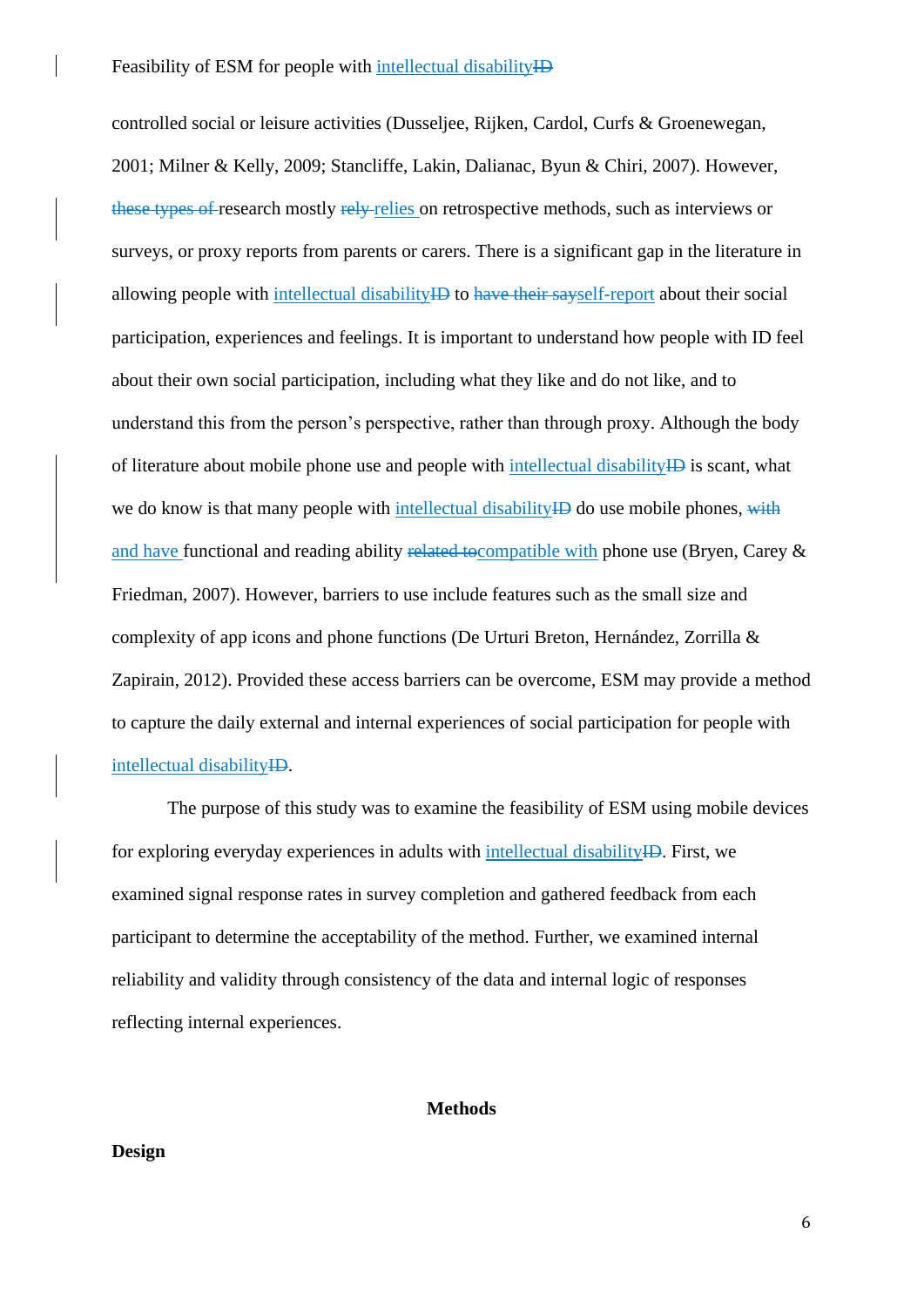controlled social or leisure activities (Dusseljee, Rijken, Cardol, Curfs & Groenewegan, 2001; Milner & Kelly, 2009; Stancliffe, Lakin, Dalianac, Byun & Chiri, 2007). However, ~~these types of~~ research mostly ~~rely~~ relies on retrospective methods, such as interviews or surveys, or proxy reports from parents or carers. There is a significant gap in the literature in allowing people with intellectual disability~~ID~~ to ~~have their say~~self-report about their social participation, experiences and feelings. It is important to understand how people with ID feel about their own social participation, including what they like and do not like, and to understand this from the person's perspective, rather than through proxy. Although the body of literature about mobile phone use and people with intellectual disability~~ID~~ is scant, what we do know is that many people with intellectual disability~~ID~~ do use mobile phones, ~~with~~ and have functional and reading ability ~~related to~~compatible with phone use (Bryen, Carey & Friedman, 2007). However, barriers to use include features such as the small size and complexity of app icons and phone functions (De Urturi Breton, Hernández, Zorrilla & Zapirain, 2012). Provided these access barriers can be overcome, ESM may provide a method to capture the daily external and internal experiences of social participation for people with intellectual disability~~ID~~.

The purpose of this study was to examine the feasibility of ESM using mobile devices for exploring everyday experiences in adults with intellectual disability~~ID~~. First, we examined signal response rates in survey completion and gathered feedback from each participant to determine the acceptability of the method. Further, we examined internal reliability and validity through consistency of the data and internal logic of responses reflecting internal experiences.

## Methods

### Design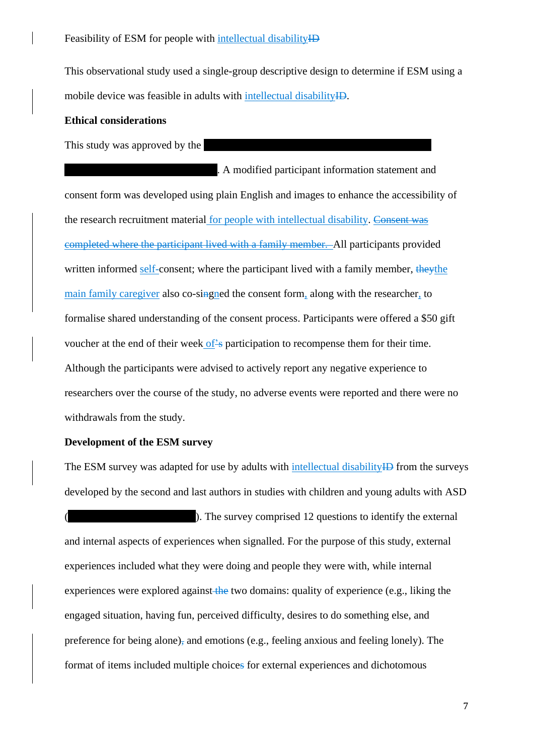Feasibility of ESM for people with intellectual disability

This observational study used a single-group descriptive design to determine if ESM using a mobile device was feasible in adults with intellectual disability.

**Ethical considerations**

This study was approved by the [REDACTED]. A modified participant information statement and consent form was developed using plain English and images to enhance the accessibility of the research recruitment material for people with intellectual disability. All participants provided written informed self-consent; where the participant lived with a family member, the main family caregiver also co-signed the consent form, along with the researcher, to formalise shared understanding of the consent process. Participants were offered a $50 gift voucher at the end of their week of participation to recompense them for their time. Although the participants were advised to actively report any negative experience to researchers over the course of the study, no adverse events were reported and there were no withdrawals from the study.

**Development of the ESM survey**

The ESM survey was adapted for use by adults with intellectual disability from the surveys developed by the second and last authors in studies with children and young adults with ASD ([REDACTED]). The survey comprised 12 questions to identify the external and internal aspects of experiences when signalled. For the purpose of this study, external experiences included what they were doing and people they were with, while internal experiences were explored against two domains: quality of experience (e.g., liking the engaged situation, having fun, perceived difficulty, desires to do something else, and preference for being alone) and emotions (e.g., feeling anxious and feeling lonely). The format of items included multiple choice for external experiences and dichotomous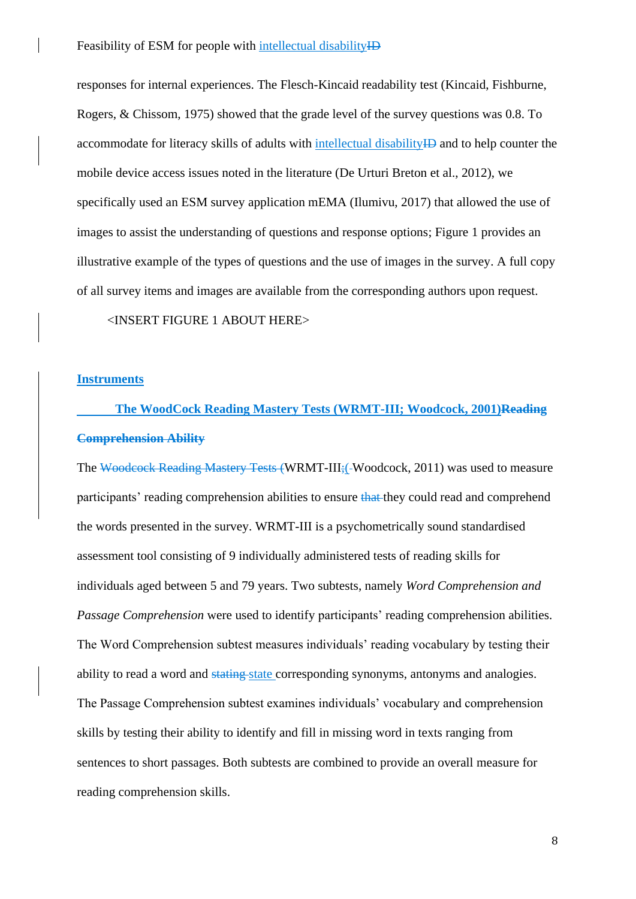responses for internal experiences. The Flesch-Kincaid readability test (Kincaid, Fishburne, Rogers, & Chissom, 1975) showed that the grade level of the survey questions was 0.8. To accommodate for literacy skills of adults with intellectual disability~~ID~~ and to help counter the mobile device access issues noted in the literature (De Urturi Breton et al., 2012), we specifically used an ESM survey application mEMA (Ilumivu, 2017) that allowed the use of images to assist the understanding of questions and response options; Figure 1 provides an illustrative example of the types of questions and the use of images in the survey. A full copy of all survey items and images are available from the corresponding authors upon request.

<INSERT FIGURE 1 ABOUT HERE>

## Instruments

### The WoodCock Reading Mastery Tests (WRMT-III; Woodcock, 2001)~~Reading Comprehension Ability~~

The ~~Woodcock Reading Mastery Tests (~~WRMT-III~~;~~(Woodcock, 2011) was used to measure participants' reading comprehension abilities to ensure ~~that~~ they could read and comprehend the words presented in the survey. WRMT-III is a psychometrically sound standardised assessment tool consisting of 9 individually administered tests of reading skills for individuals aged between 5 and 79 years. Two subtests, namely *Word Comprehension and Passage Comprehension* were used to identify participants' reading comprehension abilities. The Word Comprehension subtest measures individuals' reading vocabulary by testing their ability to read a word and ~~stating~~ state corresponding synonyms, antonyms and analogies. The Passage Comprehension subtest examines individuals' vocabulary and comprehension skills by testing their ability to identify and fill in missing word in texts ranging from sentences to short passages. Both subtests are combined to provide an overall measure for reading comprehension skills.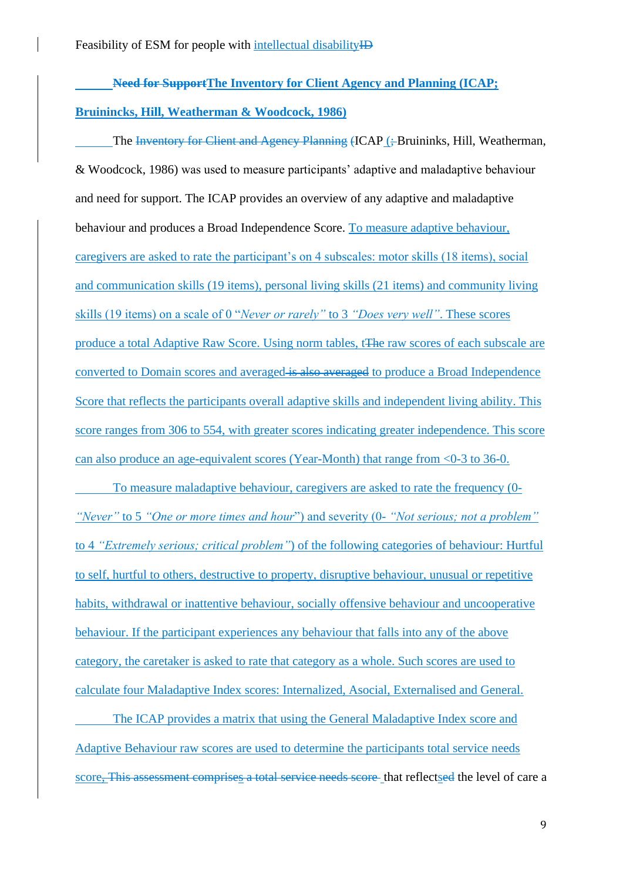**The Inventory for Client Agency and Planning (ICAP; Bruininks, Hill, Weatherman & Woodcock, 1986)**

The ICAP (Bruininks, Hill, Weatherman, & Woodcock, 1986) was used to measure participants' adaptive and maladaptive behaviour and need for support. The ICAP provides an overview of any adaptive and maladaptive behaviour and produces a Broad Independence Score. To measure adaptive behaviour, caregivers are asked to rate the participant's on 4 subscales: motor skills (18 items), social and communication skills (19 items), personal living skills (21 items) and community living skills (19 items) on a scale of 0 "*Never or rarely*" to 3 *"Does very well"*. These scores produce a total Adaptive Raw Score. Using norm tables, the raw scores of each subscale are converted to Domain scores and averaged to produce a Broad Independence Score that reflects the participants overall adaptive skills and independent living ability. This score ranges from 306 to 554, with greater scores indicating greater independence. This score can also produce an age-equivalent scores (Year-Month) that range from <0-3 to 36-0.

To measure maladaptive behaviour, caregivers are asked to rate the frequency (0- *"Never"* to 5 *"One or more times and hour"*) and severity (0- *"Not serious; not a problem"* to 4 *"Extremely serious; critical problem"*) of the following categories of behaviour: Hurtful to self, hurtful to others, destructive to property, disruptive behaviour, unusual or repetitive habits, withdrawal or inattentive behaviour, socially offensive behaviour and uncooperative behaviour. If the participant experiences any behaviour that falls into any of the above category, the caretaker is asked to rate that category as a whole. Such scores are used to calculate four Maladaptive Index scores: Internalized, Asocial, Externalised and General.

The ICAP provides a matrix that using the General Maladaptive Index score and Adaptive Behaviour raw scores are used to determine the participants total service needs score, that reflects the level of care a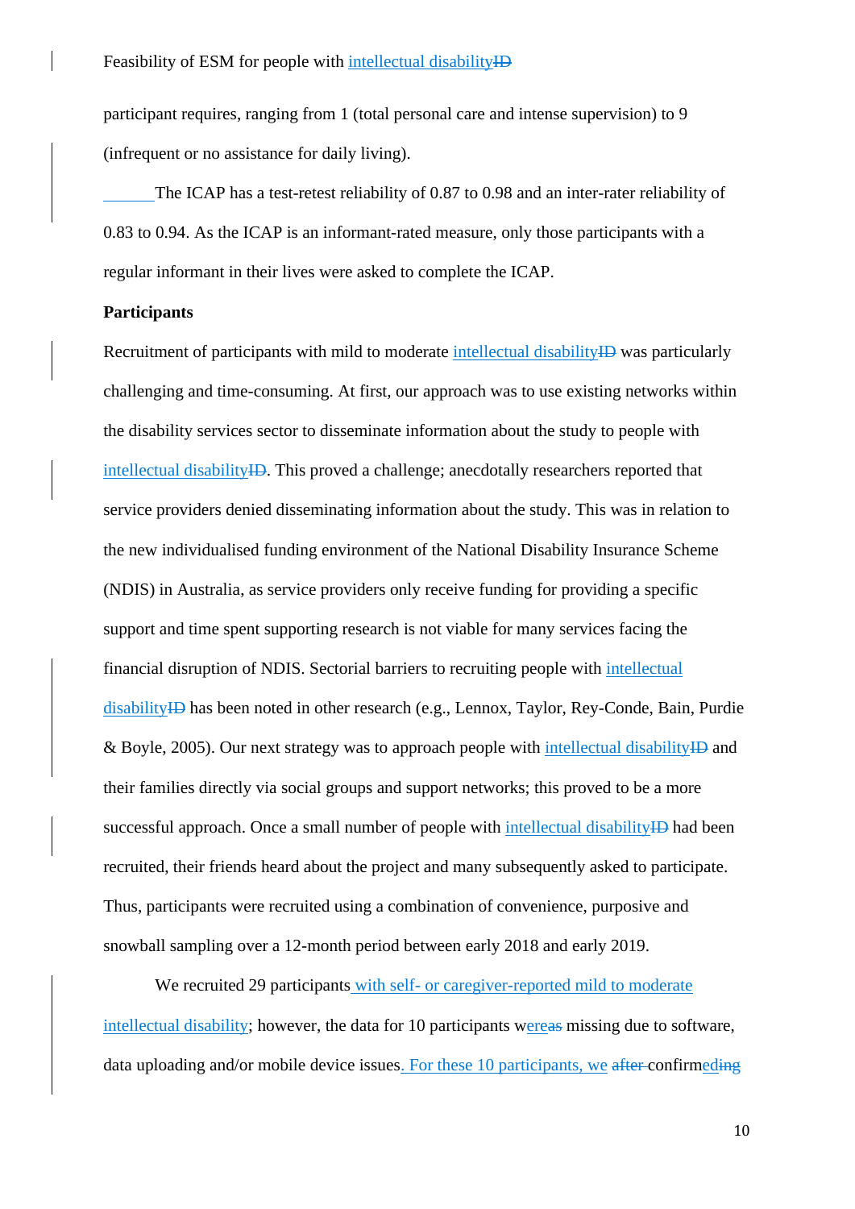participant requires, ranging from 1 (total personal care and intense supervision) to 9 (infrequent or no assistance for daily living).

The ICAP has a test-retest reliability of 0.87 to 0.98 and an inter-rater reliability of 0.83 to 0.94. As the ICAP is an informant-rated measure, only those participants with a regular informant in their lives were asked to complete the ICAP.

**Participants**

Recruitment of participants with mild to moderate intellectual disability was particularly challenging and time-consuming. At first, our approach was to use existing networks within the disability services sector to disseminate information about the study to people with intellectual disability. This proved a challenge; anecdotally researchers reported that service providers denied disseminating information about the study. This was in relation to the new individualised funding environment of the National Disability Insurance Scheme (NDIS) in Australia, as service providers only receive funding for providing a specific support and time spent supporting research is not viable for many services facing the financial disruption of NDIS. Sectorial barriers to recruiting people with intellectual disability has been noted in other research (e.g., Lennox, Taylor, Rey-Conde, Bain, Purdie & Boyle, 2005). Our next strategy was to approach people with intellectual disability and their families directly via social groups and support networks; this proved to be a more successful approach. Once a small number of people with intellectual disability had been recruited, their friends heard about the project and many subsequently asked to participate. Thus, participants were recruited using a combination of convenience, purposive and snowball sampling over a 12-month period between early 2018 and early 2019.

We recruited 29 participants with self- or caregiver-reported mild to moderate intellectual disability; however, the data for 10 participants were missing due to software, data uploading and/or mobile device issues. For these 10 participants, we confirmed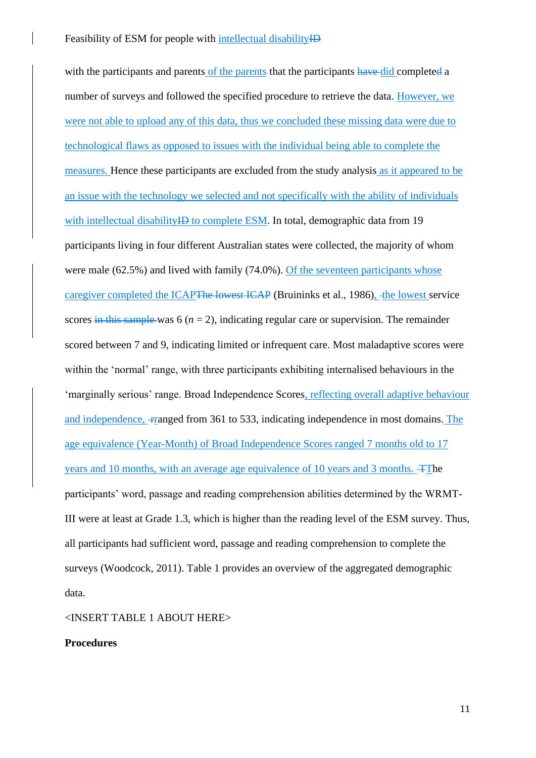with the participants and parents of the parents that the participants ~~have~~ did complete~~d~~ a number of surveys and followed the specified procedure to retrieve the data. However, we were not able to upload any of this data, thus we concluded these missing data were due to technological flaws as opposed to issues with the individual being able to complete the measures. Hence these participants are excluded from the study analysis as it appeared to be an issue with the technology we selected and not specifically with the ability of individuals with intellectual disability~~ID~~ to complete ESM. In total, demographic data from 19 participants living in four different Australian states were collected, the majority of whom were male (62.5%) and lived with family (74.0%). Of the seventeen participants whose caregiver completed the ICAP~~The lowest ICAP~~ (Bruininks et al., 1986), the lowest service scores ~~in this sample~~ was 6 ($n$ = 2), indicating regular care or supervision. The remainder scored between 7 and 9, indicating limited or infrequent care. Most maladaptive scores were within the 'normal' range, with three participants exhibiting internalised behaviours in the 'marginally serious' range. Broad Independence Scores, reflecting overall adaptive behaviour and independence, ~~r~~ranged from 361 to 533, indicating independence in most domains. The age equivalence (Year-Month) of Broad Independence Scores ranged 7 months old to 17 years and 10 months, with an average age equivalence of 10 years and 3 months. ~~T~~The participants' word, passage and reading comprehension abilities determined by the WRMT-III were at least at Grade 1.3, which is higher than the reading level of the ESM survey. Thus, all participants had sufficient word, passage and reading comprehension to complete the surveys (Woodcock, 2011). Table 1 provides an overview of the aggregated demographic data.

<INSERT TABLE 1 ABOUT HERE>

**Procedures**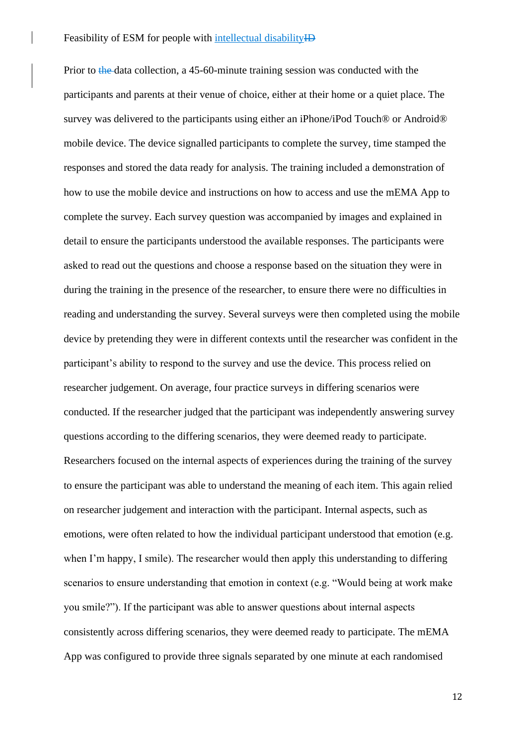Prior to data collection, a 45-60-minute training session was conducted with the participants and parents at their venue of choice, either at their home or a quiet place. The survey was delivered to the participants using either an iPhone/iPod Touch® or Android® mobile device. The device signalled participants to complete the survey, time stamped the responses and stored the data ready for analysis. The training included a demonstration of how to use the mobile device and instructions on how to access and use the mEMA App to complete the survey. Each survey question was accompanied by images and explained in detail to ensure the participants understood the available responses. The participants were asked to read out the questions and choose a response based on the situation they were in during the training in the presence of the researcher, to ensure there were no difficulties in reading and understanding the survey. Several surveys were then completed using the mobile device by pretending they were in different contexts until the researcher was confident in the participant's ability to respond to the survey and use the device. This process relied on researcher judgement. On average, four practice surveys in differing scenarios were conducted. If the researcher judged that the participant was independently answering survey questions according to the differing scenarios, they were deemed ready to participate. Researchers focused on the internal aspects of experiences during the training of the survey to ensure the participant was able to understand the meaning of each item. This again relied on researcher judgement and interaction with the participant. Internal aspects, such as emotions, were often related to how the individual participant understood that emotion (e.g. when I'm happy, I smile). The researcher would then apply this understanding to differing scenarios to ensure understanding that emotion in context (e.g. "Would being at work make you smile?"). If the participant was able to answer questions about internal aspects consistently across differing scenarios, they were deemed ready to participate. The mEMA App was configured to provide three signals separated by one minute at each randomised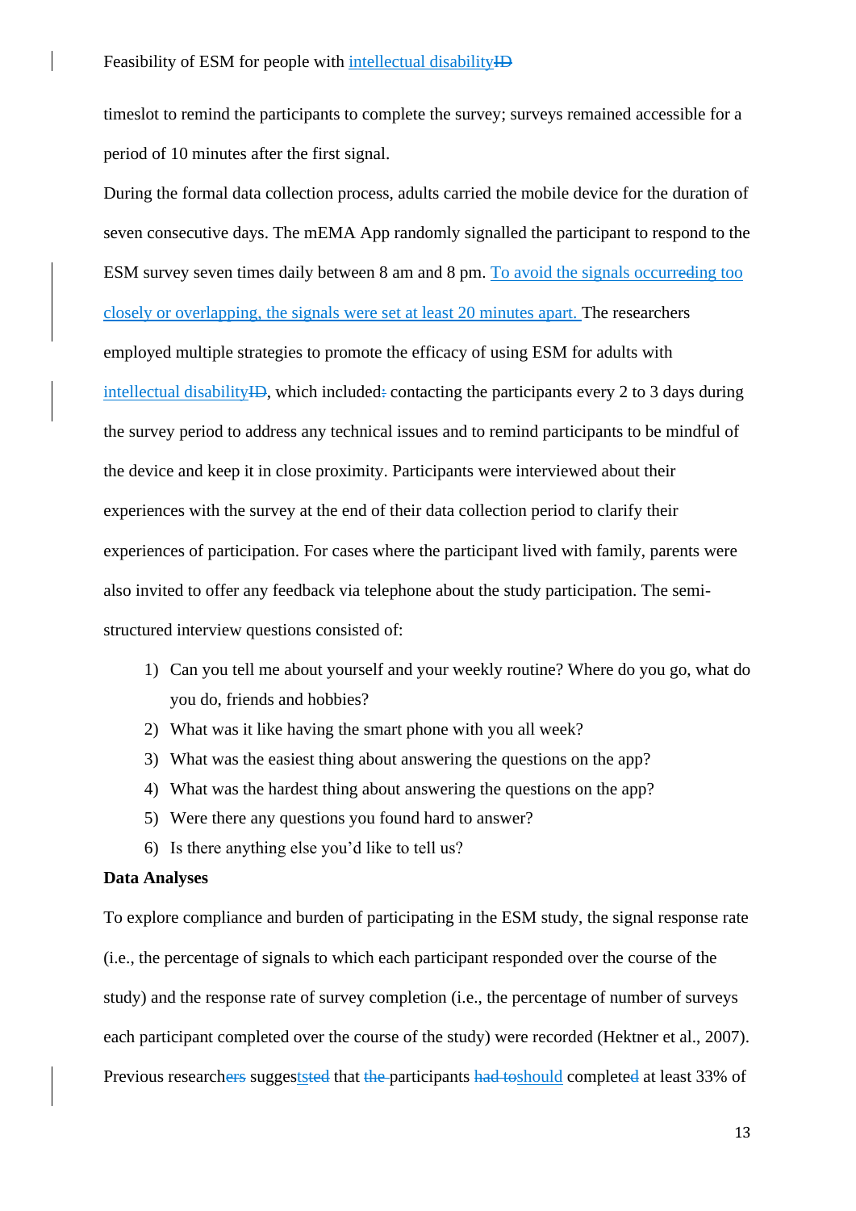timeslot to remind the participants to complete the survey; surveys remained accessible for a period of 10 minutes after the first signal.

During the formal data collection process, adults carried the mobile device for the duration of seven consecutive days. The mEMA App randomly signalled the participant to respond to the ESM survey seven times daily between 8 am and 8 pm. To avoid the signals occurring too closely or overlapping, the signals were set at least 20 minutes apart. The researchers employed multiple strategies to promote the efficacy of using ESM for adults with intellectual disability, which included contacting the participants every 2 to 3 days during the survey period to address any technical issues and to remind participants to be mindful of the device and keep it in close proximity. Participants were interviewed about their experiences with the survey at the end of their data collection period to clarify their experiences of participation. For cases where the participant lived with family, parents were also invited to offer any feedback via telephone about the study participation. The semi-structured interview questions consisted of:

1) Can you tell me about yourself and your weekly routine? Where do you go, what do you do, friends and hobbies?
2) What was it like having the smart phone with you all week?
3) What was the easiest thing about answering the questions on the app?
4) What was the hardest thing about answering the questions on the app?
5) Were there any questions you found hard to answer?
6) Is there anything else you'd like to tell us?

**Data Analyses**

To explore compliance and burden of participating in the ESM study, the signal response rate (i.e., the percentage of signals to which each participant responded over the course of the study) and the response rate of survey completion (i.e., the percentage of number of surveys each participant completed over the course of the study) were recorded (Hektner et al., 2007). Previous research suggests that participants should complete at least 33% of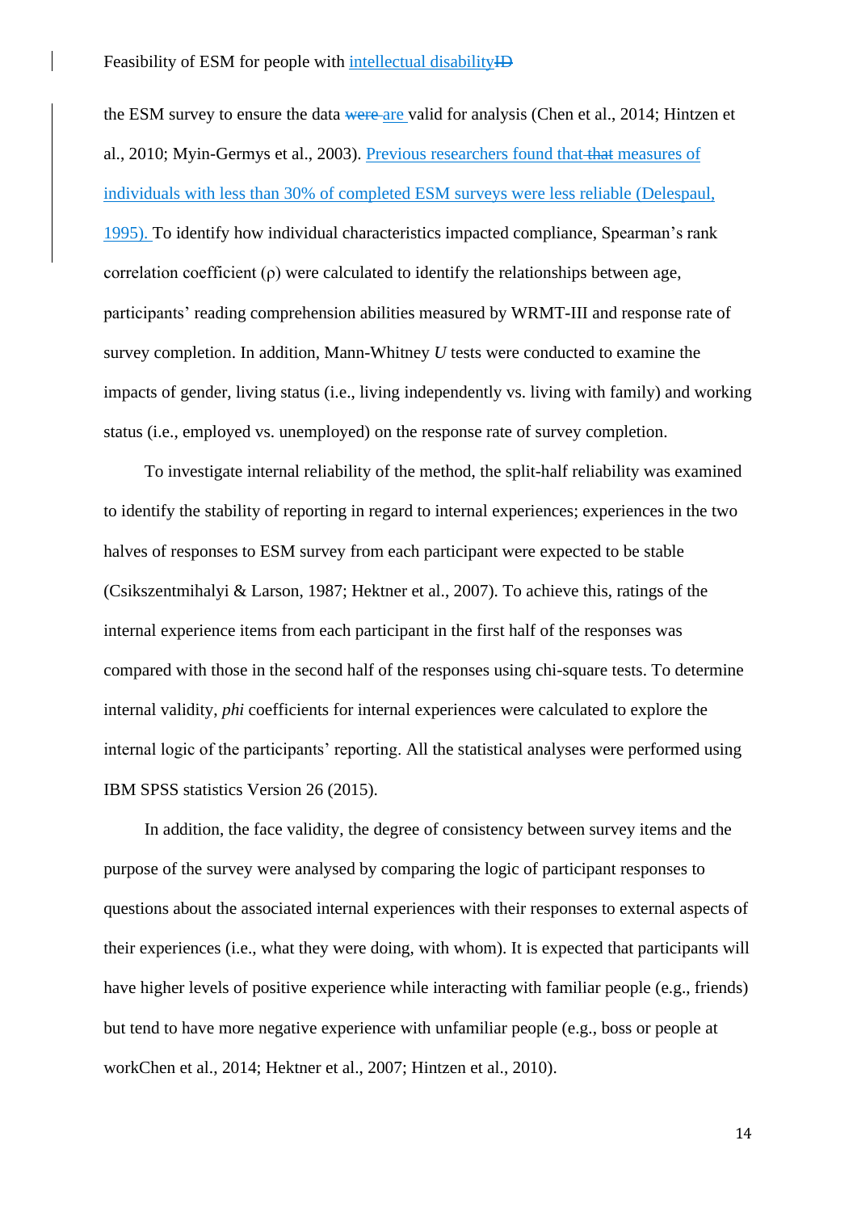the ESM survey to ensure the data are valid for analysis (Chen et al., 2014; Hintzen et al., 2010; Myin-Germys et al., 2003). Previous researchers found that measures of individuals with less than 30% of completed ESM surveys were less reliable (Delespaul, 1995). To identify how individual characteristics impacted compliance, Spearman's rank correlation coefficient (ρ) were calculated to identify the relationships between age, participants' reading comprehension abilities measured by WRMT-III and response rate of survey completion. In addition, Mann-Whitney *U* tests were conducted to examine the impacts of gender, living status (i.e., living independently vs. living with family) and working status (i.e., employed vs. unemployed) on the response rate of survey completion.

To investigate internal reliability of the method, the split-half reliability was examined to identify the stability of reporting in regard to internal experiences; experiences in the two halves of responses to ESM survey from each participant were expected to be stable (Csikszentmihalyi & Larson, 1987; Hektner et al., 2007). To achieve this, ratings of the internal experience items from each participant in the first half of the responses was compared with those in the second half of the responses using chi-square tests. To determine internal validity, *phi* coefficients for internal experiences were calculated to explore the internal logic of the participants' reporting. All the statistical analyses were performed using IBM SPSS statistics Version 26 (2015).

In addition, the face validity, the degree of consistency between survey items and the purpose of the survey were analysed by comparing the logic of participant responses to questions about the associated internal experiences with their responses to external aspects of their experiences (i.e., what they were doing, with whom). It is expected that participants will have higher levels of positive experience while interacting with familiar people (e.g., friends) but tend to have more negative experience with unfamiliar people (e.g., boss or people at workChen et al., 2014; Hektner et al., 2007; Hintzen et al., 2010).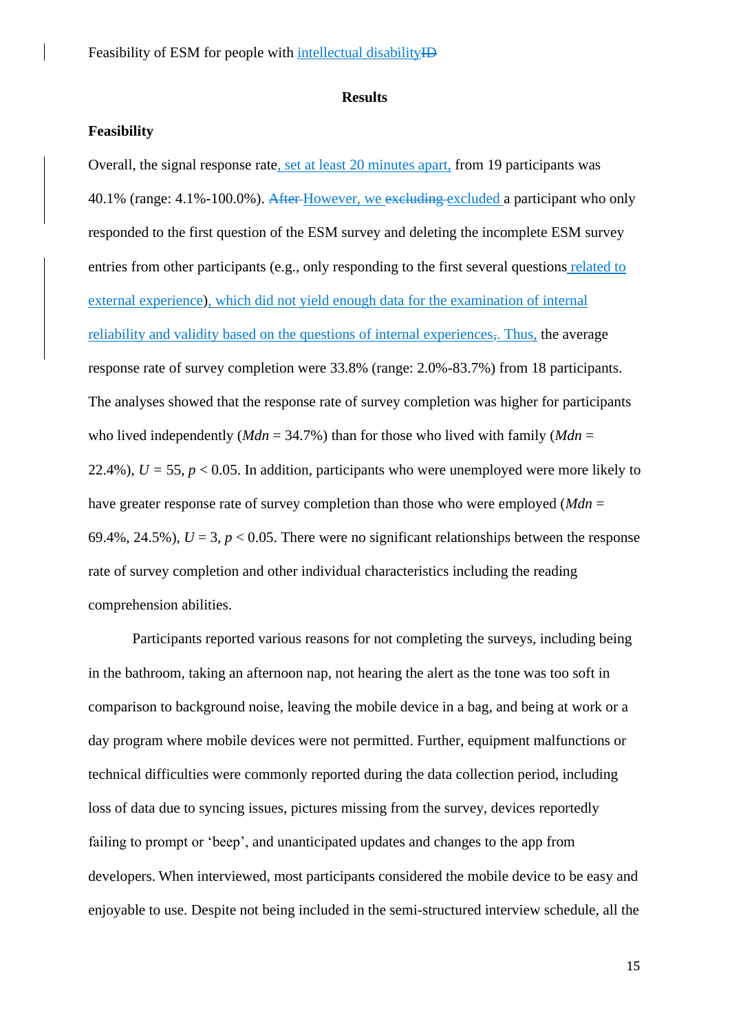## Results

### Feasibility

Overall, the signal response rate, set at least 20 minutes apart, from 19 participants was 40.1% (range: 4.1%-100.0%). However, we excluded a participant who only responded to the first question of the ESM survey and deleting the incomplete ESM survey entries from other participants (e.g., only responding to the first several questions related to external experience), which did not yield enough data for the examination of internal reliability and validity based on the questions of internal experiences. Thus, the average response rate of survey completion were 33.8% (range: 2.0%-83.7%) from 18 participants. The analyses showed that the response rate of survey completion was higher for participants who lived independently (*Mdn* = 34.7%) than for those who lived with family (*Mdn* = 22.4%), $U = 55$, $p < 0.05$. In addition, participants who were unemployed were more likely to have greater response rate of survey completion than those who were employed (*Mdn* = 69.4%, 24.5%), $U = 3$, $p < 0.05$. There were no significant relationships between the response rate of survey completion and other individual characteristics including the reading comprehension abilities.

Participants reported various reasons for not completing the surveys, including being in the bathroom, taking an afternoon nap, not hearing the alert as the tone was too soft in comparison to background noise, leaving the mobile device in a bag, and being at work or a day program where mobile devices were not permitted. Further, equipment malfunctions or technical difficulties were commonly reported during the data collection period, including loss of data due to syncing issues, pictures missing from the survey, devices reportedly failing to prompt or 'beep', and unanticipated updates and changes to the app from developers. When interviewed, most participants considered the mobile device to be easy and enjoyable to use. Despite not being included in the semi-structured interview schedule, all the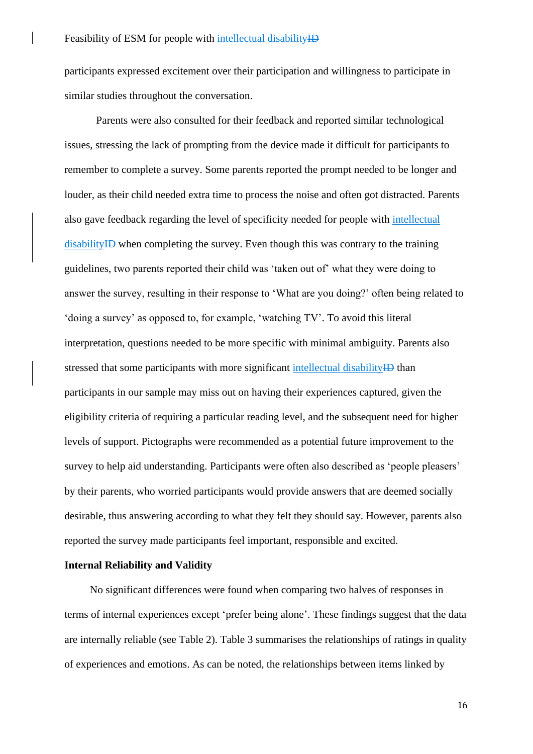participants expressed excitement over their participation and willingness to participate in similar studies throughout the conversation.

Parents were also consulted for their feedback and reported similar technological issues, stressing the lack of prompting from the device made it difficult for participants to remember to complete a survey. Some parents reported the prompt needed to be longer and louder, as their child needed extra time to process the noise and often got distracted. Parents also gave feedback regarding the level of specificity needed for people with intellectual disability when completing the survey. Even though this was contrary to the training guidelines, two parents reported their child was 'taken out of' what they were doing to answer the survey, resulting in their response to 'What are you doing?' often being related to 'doing a survey' as opposed to, for example, 'watching TV'. To avoid this literal interpretation, questions needed to be more specific with minimal ambiguity. Parents also stressed that some participants with more significant intellectual disability than participants in our sample may miss out on having their experiences captured, given the eligibility criteria of requiring a particular reading level, and the subsequent need for higher levels of support. Pictographs were recommended as a potential future improvement to the survey to help aid understanding. Participants were often also described as 'people pleasers' by their parents, who worried participants would provide answers that are deemed socially desirable, thus answering according to what they felt they should say. However, parents also reported the survey made participants feel important, responsible and excited.

**Internal Reliability and Validity**

No significant differences were found when comparing two halves of responses in terms of internal experiences except 'prefer being alone'. These findings suggest that the data are internally reliable (see Table 2). Table 3 summarises the relationships of ratings in quality of experiences and emotions. As can be noted, the relationships between items linked by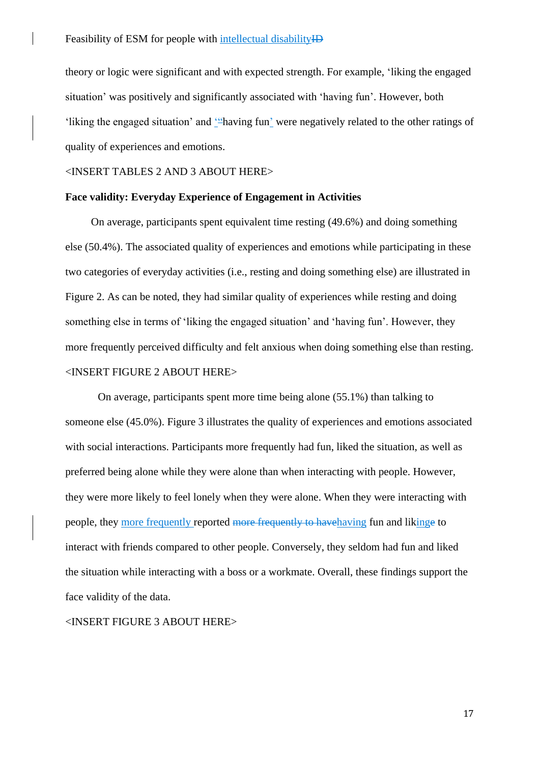theory or logic were significant and with expected strength. For example, 'liking the engaged situation' was positively and significantly associated with 'having fun'. However, both 'liking the engaged situation' and 'having fun' were negatively related to the other ratings of quality of experiences and emotions.

<INSERT TABLES 2 AND 3 ABOUT HERE>

**Face validity: Everyday Experience of Engagement in Activities**

On average, participants spent equivalent time resting (49.6%) and doing something else (50.4%). The associated quality of experiences and emotions while participating in these two categories of everyday activities (i.e., resting and doing something else) are illustrated in Figure 2. As can be noted, they had similar quality of experiences while resting and doing something else in terms of 'liking the engaged situation' and 'having fun'. However, they more frequently perceived difficulty and felt anxious when doing something else than resting.

<INSERT FIGURE 2 ABOUT HERE>

On average, participants spent more time being alone (55.1%) than talking to someone else (45.0%). Figure 3 illustrates the quality of experiences and emotions associated with social interactions. Participants more frequently had fun, liked the situation, as well as preferred being alone while they were alone than when interacting with people. However, they were more likely to feel lonely when they were alone. When they were interacting with people, they more frequently reported having fun and liking to interact with friends compared to other people. Conversely, they seldom had fun and liked the situation while interacting with a boss or a workmate. Overall, these findings support the face validity of the data.

<INSERT FIGURE 3 ABOUT HERE>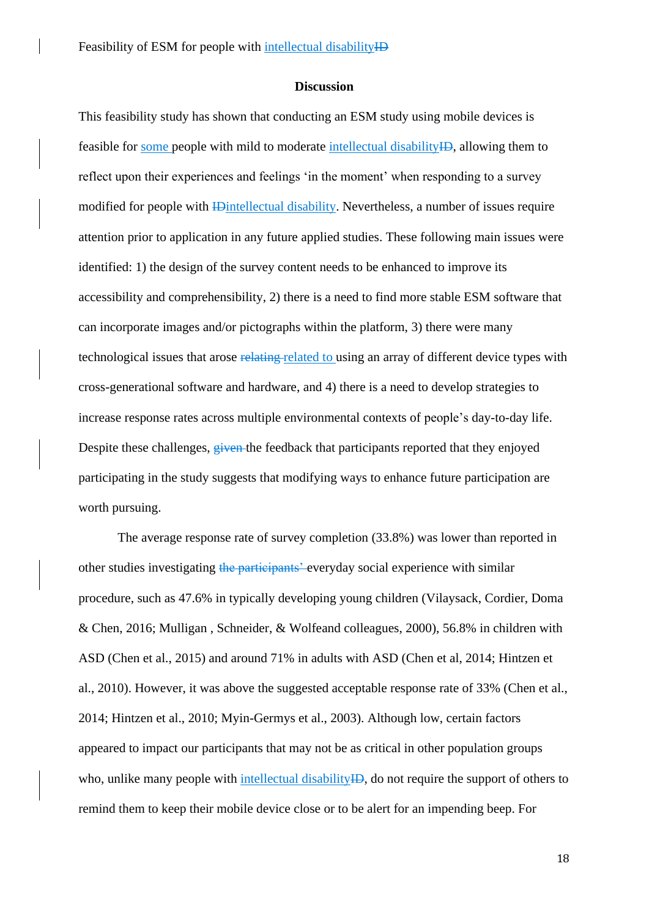## Discussion

This feasibility study has shown that conducting an ESM study using mobile devices is feasible for some people with mild to moderate intellectual disability~~ID~~, allowing them to reflect upon their experiences and feelings ‘in the moment’ when responding to a survey modified for people with ~~ID~~intellectual disability. Nevertheless, a number of issues require attention prior to application in any future applied studies. These following main issues were identified: 1) the design of the survey content needs to be enhanced to improve its accessibility and comprehensibility, 2) there is a need to find more stable ESM software that can incorporate images and/or pictographs within the platform, 3) there were many technological issues that arose ~~relating~~ related to using an array of different device types with cross-generational software and hardware, and 4) there is a need to develop strategies to increase response rates across multiple environmental contexts of people’s day-to-day life. Despite these challenges, ~~given~~ the feedback that participants reported that they enjoyed participating in the study suggests that modifying ways to enhance future participation are worth pursuing.

The average response rate of survey completion (33.8%) was lower than reported in other studies investigating ~~the participants’~~ everyday social experience with similar procedure, such as 47.6% in typically developing young children (Vilaysack, Cordier, Doma & Chen, 2016; Mulligan , Schneider, & Wolfeand colleagues, 2000), 56.8% in children with ASD (Chen et al., 2015) and around 71% in adults with ASD (Chen et al, 2014; Hintzen et al., 2010). However, it was above the suggested acceptable response rate of 33% (Chen et al., 2014; Hintzen et al., 2010; Myin-Germys et al., 2003). Although low, certain factors appeared to impact our participants that may not be as critical in other population groups who, unlike many people with intellectual disability~~ID~~, do not require the support of others to remind them to keep their mobile device close or to be alert for an impending beep. For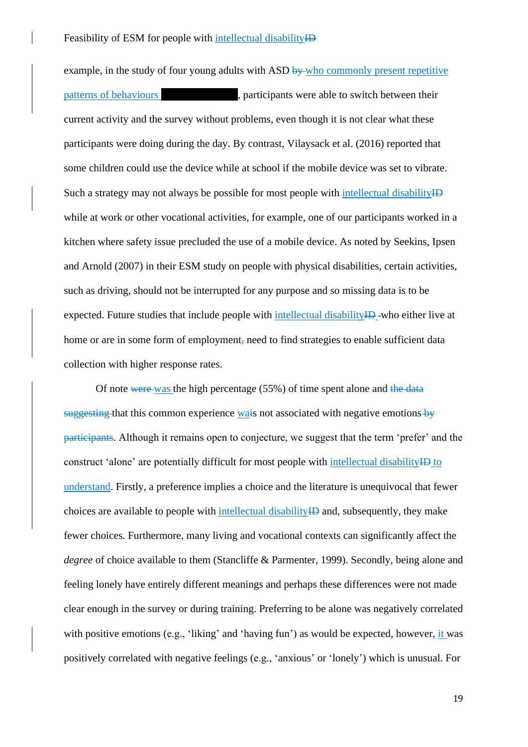example, in the study of four young adults with ASD who commonly present repetitive patterns of behaviours ████████, participants were able to switch between their current activity and the survey without problems, even though it is not clear what these participants were doing during the day. By contrast, Vilaysack et al. (2016) reported that some children could use the device while at school if the mobile device was set to vibrate. Such a strategy may not always be possible for most people with intellectual disability while at work or other vocational activities, for example, one of our participants worked in a kitchen where safety issue precluded the use of a mobile device. As noted by Seekins, Ipsen and Arnold (2007) in their ESM study on people with physical disabilities, certain activities, such as driving, should not be interrupted for any purpose and so missing data is to be expected. Future studies that include people with intellectual disability who either live at home or are in some form of employment need to find strategies to enable sufficient data collection with higher response rates.

Of note was the high percentage (55%) of time spent alone and that this common experience was not associated with negative emotions. Although it remains open to conjecture, we suggest that the term 'prefer' and the construct 'alone' are potentially difficult for most people with intellectual disability to understand. Firstly, a preference implies a choice and the literature is unequivocal that fewer choices are available to people with intellectual disability and, subsequently, they make fewer choices. Furthermore, many living and vocational contexts can significantly affect the *degree* of choice available to them (Stancliffe & Parmenter, 1999). Secondly, being alone and feeling lonely have entirely different meanings and perhaps these differences were not made clear enough in the survey or during training. Preferring to be alone was negatively correlated with positive emotions (e.g., 'liking' and 'having fun') as would be expected, however, it was positively correlated with negative feelings (e.g., 'anxious' or 'lonely') which is unusual. For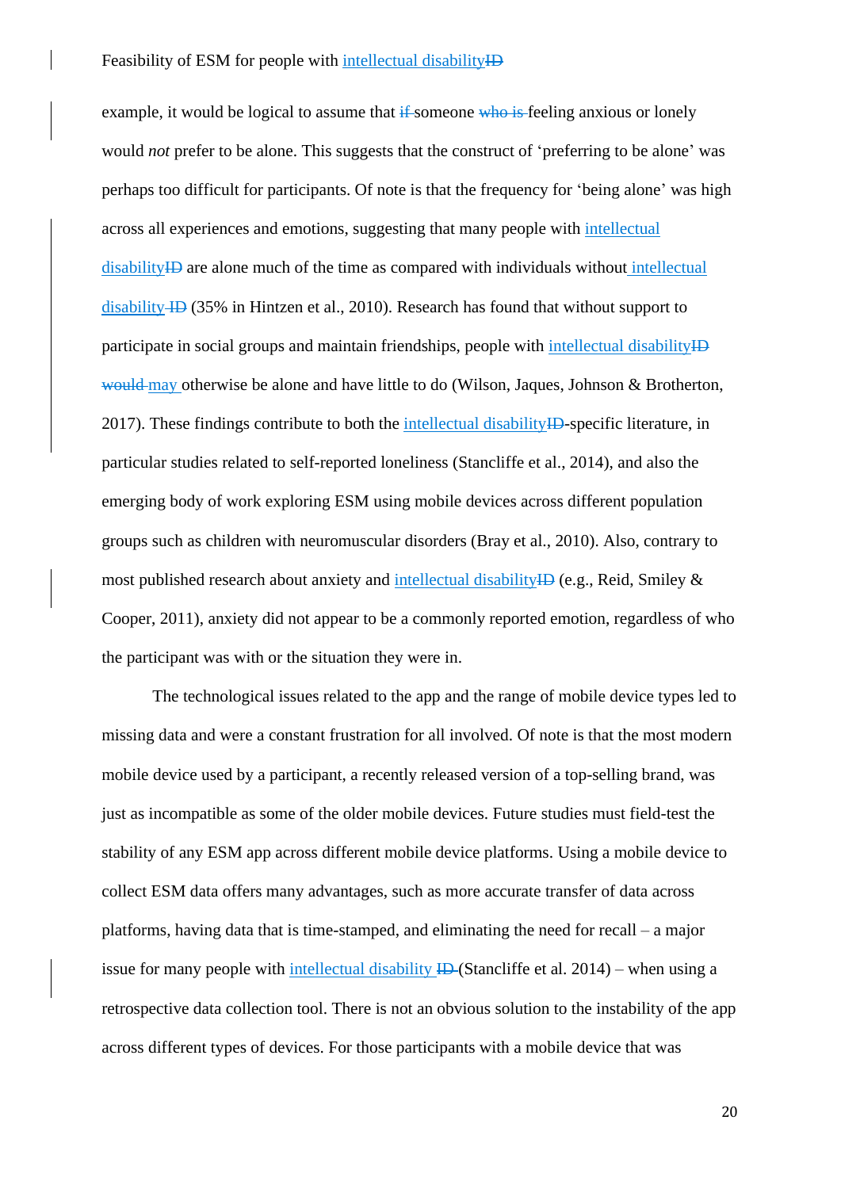example, it would be logical to assume that someone feeling anxious or lonely would *not* prefer to be alone. This suggests that the construct of 'preferring to be alone' was perhaps too difficult for participants. Of note is that the frequency for 'being alone' was high across all experiences and emotions, suggesting that many people with intellectual disability are alone much of the time as compared with individuals without intellectual disability (35% in Hintzen et al., 2010). Research has found that without support to participate in social groups and maintain friendships, people with intellectual disability may otherwise be alone and have little to do (Wilson, Jaques, Johnson & Brotherton, 2017). These findings contribute to both the intellectual disability-specific literature, in particular studies related to self-reported loneliness (Stancliffe et al., 2014), and also the emerging body of work exploring ESM using mobile devices across different population groups such as children with neuromuscular disorders (Bray et al., 2010). Also, contrary to most published research about anxiety and intellectual disability (e.g., Reid, Smiley & Cooper, 2011), anxiety did not appear to be a commonly reported emotion, regardless of who the participant was with or the situation they were in.

The technological issues related to the app and the range of mobile device types led to missing data and were a constant frustration for all involved. Of note is that the most modern mobile device used by a participant, a recently released version of a top-selling brand, was just as incompatible as some of the older mobile devices. Future studies must field-test the stability of any ESM app across different mobile device platforms. Using a mobile device to collect ESM data offers many advantages, such more accurate transfer of data across platforms, having data that is time-stamped, and eliminating the need for recall – a major issue for many people with intellectual disability (Stancliffe et al. 2014) – when using a retrospective data collection tool. There is not an obvious solution to the instability of the app across different types of devices. For those participants with a mobile device that was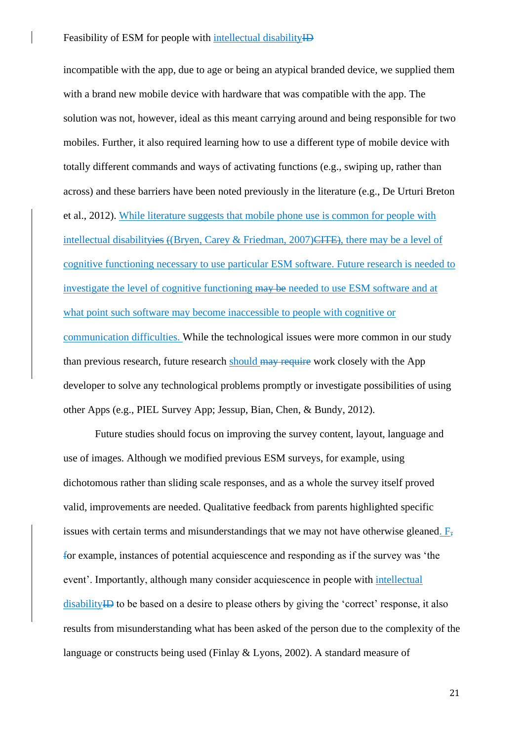incompatible with the app, due to age or being an atypical branded device, we supplied them with a brand new mobile device with hardware that was compatible with the app. The solution was not, however, ideal as this meant carrying around and being responsible for two mobiles. Further, it also required learning how to use a different type of mobile device with totally different commands and ways of activating functions (e.g., swiping up, rather than across) and these barriers have been noted previously in the literature (e.g., De Urturi Breton et al., 2012). While literature suggests that mobile phone use is common for people with intellectual disability (Bryen, Carey & Friedman, 2007), there may be a level of cognitive functioning necessary to use particular ESM software. Future research is needed to investigate the level of cognitive functioning needed to use ESM software and at what point such software may become inaccessible to people with cognitive or communication difficulties. While the technological issues were more common in our study than previous research, future research should work closely with the App developer to solve any technological problems promptly or investigate possibilities of using other Apps (e.g., PIEL Survey App; Jessup, Bian, Chen, & Bundy, 2012).

Future studies should focus on improving the survey content, layout, language and use of images. Although we modified previous ESM surveys, for example, using dichotomous rather than sliding scale responses, and as a whole the survey itself proved valid, improvements are needed. Qualitative feedback from parents highlighted specific issues with certain terms and misunderstandings that we may not have otherwise gleaned. For example, instances of potential acquiescence and responding as if the survey was 'the event'. Importantly, although many consider acquiescence in people with intellectual disability to be based on a desire to please others by giving the 'correct' response, it also results from misunderstanding what has been asked of the person due to the complexity of the language or constructs being used (Finlay & Lyons, 2002). A standard measure of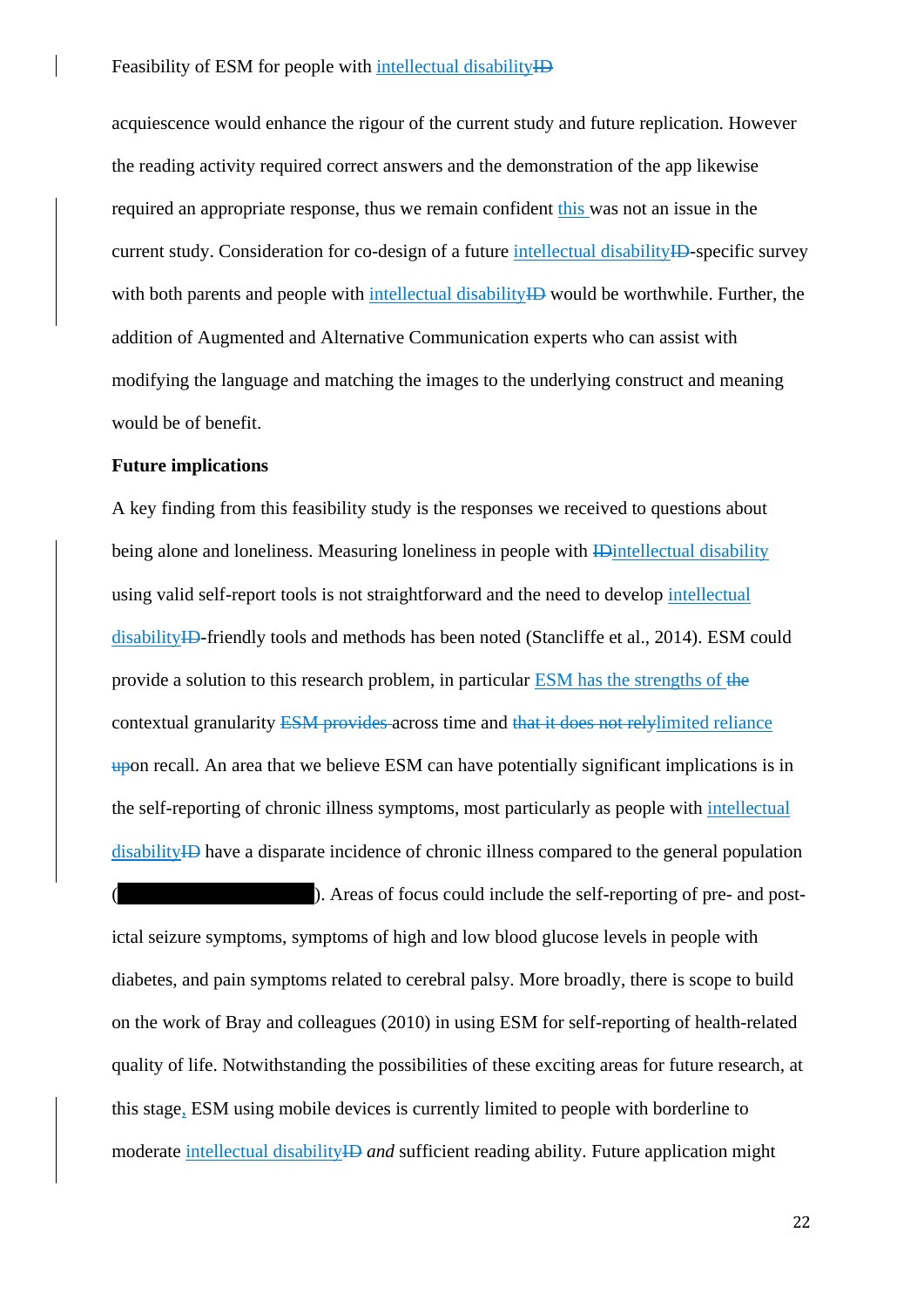acquiescence would enhance the rigour of the current study and future replication. However the reading activity required correct answers and the demonstration of the app likewise required an appropriate response, thus we remain confident this was not an issue in the current study. Consideration for co-design of a future intellectual disability-specific survey with both parents and people with intellectual disability would be worthwhile. Further, the addition of Augmented and Alternative Communication experts who can assist with modifying the language and matching the images to the underlying construct and meaning would be of benefit.

**Future implications**

A key finding from this feasibility study is the responses we received to questions about being alone and loneliness. Measuring loneliness in people with intellectual disability using valid self-report tools is not straightforward and the need to develop intellectual disability-friendly tools and methods has been noted (Stancliffe et al., 2014). ESM could provide a solution to this research problem, in particular ESM has the strengths of contextual granularity across time and limited reliance on recall. An area that we believe ESM can have potentially significant implications is in the self-reporting of chronic illness symptoms, most particularly as people with intellectual disability have a disparate incidence of chronic illness compared to the general population (████████████). Areas of focus could include the self-reporting of pre- and post-ictal seizure symptoms, symptoms of high and low blood glucose levels in people with diabetes, and pain symptoms related to cerebral palsy. More broadly, there is scope to build on the work of Bray and colleagues (2010) in using ESM for self-reporting of health-related quality of life. Notwithstanding the possibilities of these exciting areas for future research, at this stage, ESM using mobile devices is currently limited to people with borderline to moderate intellectual disability *and* sufficient reading ability. Future application might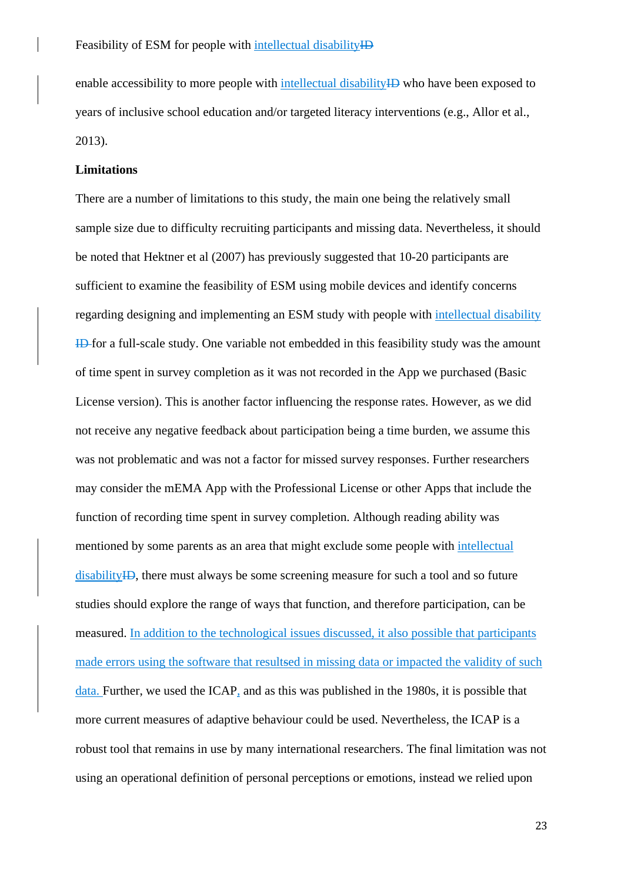enable accessibility to more people with intellectual disability who have been exposed to years of inclusive school education and/or targeted literacy interventions (e.g., Allor et al., 2013).

**Limitations**

There are a number of limitations to this study, the main one being the relatively small sample size due to difficulty recruiting participants and missing data. Nevertheless, it should be noted that Hektner et al (2007) has previously suggested that 10-20 participants are sufficient to examine the feasibility of ESM using mobile devices and identify concerns regarding designing and implementing an ESM study with people with intellectual disability for a full-scale study. One variable not embedded in this feasibility study was the amount of time spent in survey completion as it was not recorded in the App we purchased (Basic License version). This is another factor influencing the response rates. However, as we did not receive any negative feedback about participation being a time burden, we assume this was not problematic and was not a factor for missed survey responses. Further researchers may consider the mEMA App with the Professional License or other Apps that include the function of recording time spent in survey completion. Although reading ability was mentioned by some parents as an area that might exclude some people with intellectual disability, there must always be some screening measure for such a tool and so future studies should explore the range of ways that function, and therefore participation, can be measured. In addition to the technological issues discussed, it also possible that participants made errors using the software that resulted in missing data or impacted the validity of such data. Further, we used the ICAP, and as this was published in the 1980s, it is possible that more current measures of adaptive behaviour could be used. Nevertheless, the ICAP is a robust tool that remains in use by many international researchers. The final limitation was not using an operational definition of personal perceptions or emotions, instead we relied upon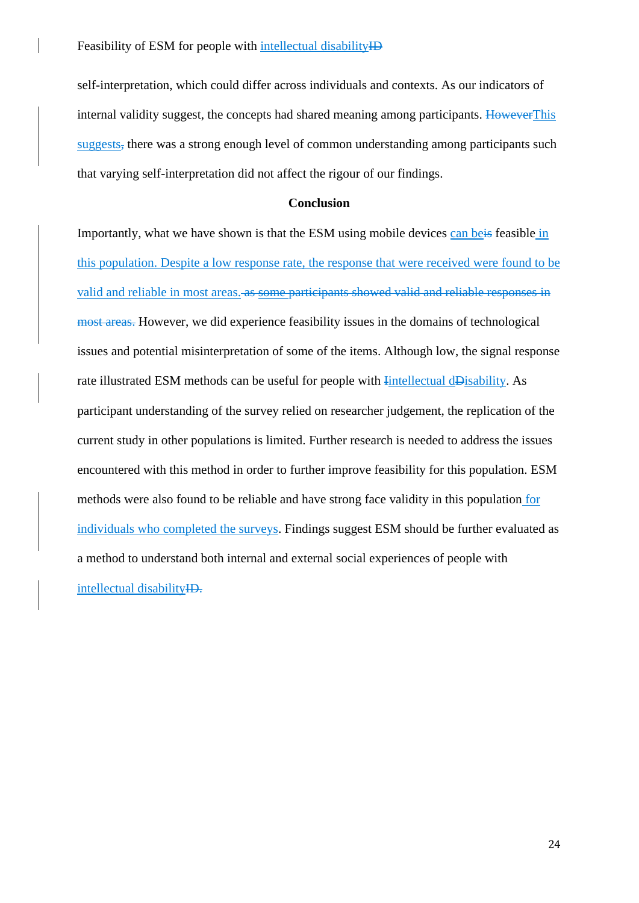self-interpretation, which could differ across individuals and contexts. As our indicators of internal validity suggest, the concepts had shared meaning among participants. This suggests there was a strong enough level of common understanding among participants such that varying self-interpretation did not affect the rigour of our findings.

## Conclusion

Importantly, what we have shown is that the ESM using mobile devices can be feasible in this population. Despite a low response rate, the response that were received were found to be valid and reliable in most areas. However, we did experience feasibility issues in the domains of technological issues and potential misinterpretation of some of the items. Although low, the signal response rate illustrated ESM methods can be useful for people with intellectual disability. As participant understanding of the survey relied on researcher judgement, the replication of the current study in other populations is limited. Further research is needed to address the issues encountered with this method in order to further improve feasibility for this population. ESM methods were also found to be reliable and have strong face validity in this population for individuals who completed the surveys. Findings suggest ESM should be further evaluated as a method to understand both internal and external social experiences of people with intellectual disability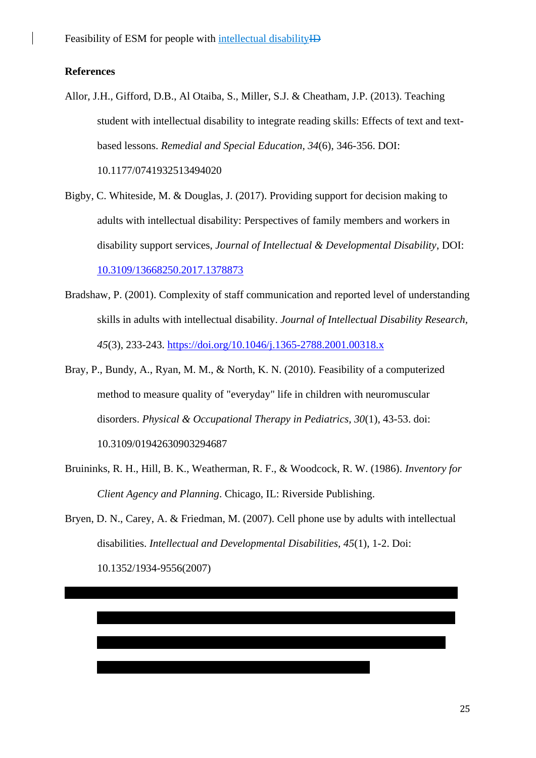## References

Allor, J.H., Gifford, D.B., Al Otaiba, S., Miller, S.J. & Cheatham, J.P. (2013). Teaching student with intellectual disability to integrate reading skills: Effects of text and text-based lessons. *Remedial and Special Education, 34*(6), 346-356. DOI: 10.1177/0741932513494020

Bigby, C. Whiteside, M. & Douglas, J. (2017). Providing support for decision making to adults with intellectual disability: Perspectives of family members and workers in disability support services, *Journal of Intellectual & Developmental Disability*, DOI: 10.3109/13668250.2017.1378873

Bradshaw, P. (2001). Complexity of staff communication and reported level of understanding skills in adults with intellectual disability. *Journal of Intellectual Disability Research, 45*(3), 233-243. https://doi.org/10.1046/j.1365-2788.2001.00318.x

Bray, P., Bundy, A., Ryan, M. M., & North, K. N. (2010). Feasibility of a computerized method to measure quality of "everyday" life in children with neuromuscular disorders. *Physical & Occupational Therapy in Pediatrics, 30*(1), 43-53. doi: 10.3109/01942630903294687

Bruininks, R. H., Hill, B. K., Weatherman, R. F., & Woodcock, R. W. (1986). *Inventory for Client Agency and Planning*. Chicago, IL: Riverside Publishing.

Bryen, D. N., Carey, A. & Friedman, M. (2007). Cell phone use by adults with intellectual disabilities. *Intellectual and Developmental Disabilities, 45*(1), 1-2. Doi: 10.1352/1934-9556(2007)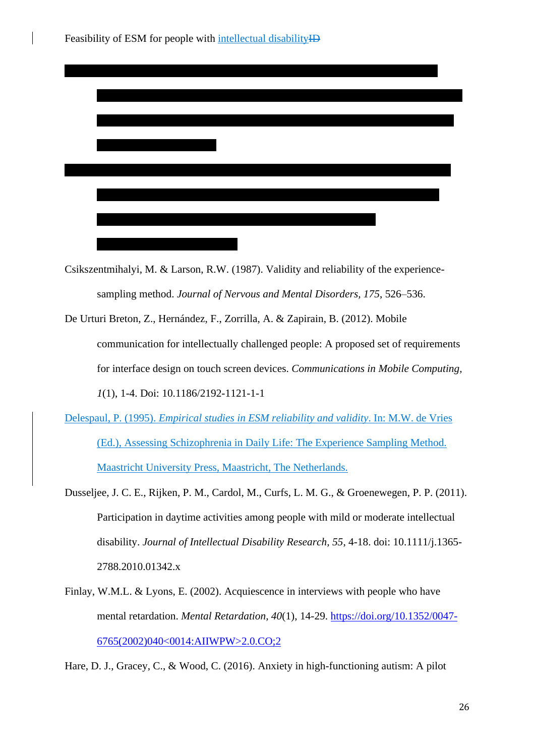Csikszentmihalyi, M. & Larson, R.W. (1987). Validity and reliability of the experience-sampling method. *Journal of Nervous and Mental Disorders, 175*, 526–536.

De Urturi Breton, Z., Hernández, F., Zorrilla, A. & Zapirain, B. (2012). Mobile communication for intellectually challenged people: A proposed set of requirements for interface design on touch screen devices. *Communications in Mobile Computing, 1*(1), 1-4. Doi: 10.1186/2192-1121-1-1

Delespaul, P. (1995). *Empirical studies in ESM reliability and validity*. In: M.W. de Vries (Ed.), Assessing Schizophrenia in Daily Life: The Experience Sampling Method. Maastricht University Press, Maastricht, The Netherlands.

Dusseljee, J. C. E., Rijken, P. M., Cardol, M., Curfs, L. M. G., & Groenewegen, P. P. (2011). Participation in daytime activities among people with mild or moderate intellectual disability. *Journal of Intellectual Disability Research, 55*, 4-18. doi: 10.1111/j.1365-2788.2010.01342.x

Finlay, W.M.L. & Lyons, E. (2002). Acquiescence in interviews with people who have mental retardation. *Mental Retardation, 40*(1), 14-29. https://doi.org/10.1352/0047-6765(2002)040<0014:AIIWPW>2.0.CO;2

Hare, D. J., Gracey, C., & Wood, C. (2016). Anxiety in high-functioning autism: A pilot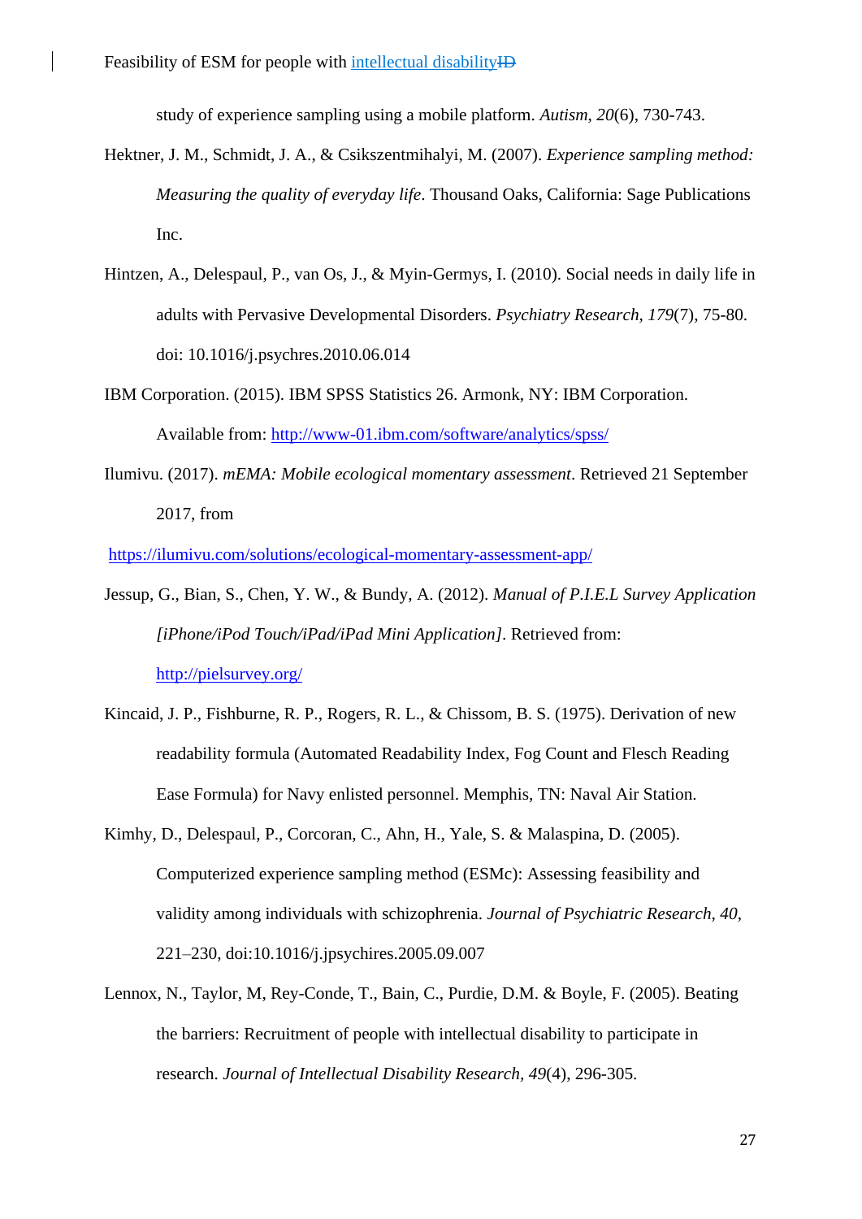study of experience sampling using a mobile platform. *Autism*, *20*(6), 730-743.

Hektner, J. M., Schmidt, J. A., & Csikszentmihalyi, M. (2007). *Experience sampling method: Measuring the quality of everyday life*. Thousand Oaks, California: Sage Publications Inc.

Hintzen, A., Delespaul, P., van Os, J., & Myin-Germys, I. (2010). Social needs in daily life in adults with Pervasive Developmental Disorders. *Psychiatry Research*, *179*(7), 75-80. doi: 10.1016/j.psychres.2010.06.014

IBM Corporation. (2015). IBM SPSS Statistics 26. Armonk, NY: IBM Corporation. Available from: http://www-01.ibm.com/software/analytics/spss/

Ilumivu. (2017). *mEMA: Mobile ecological momentary assessment*. Retrieved 21 September 2017, from https://ilumivu.com/solutions/ecological-momentary-assessment-app/

Jessup, G., Bian, S., Chen, Y. W., & Bundy, A. (2012). *Manual of P.I.E.L Survey Application [iPhone/iPod Touch/iPad/iPad Mini Application]*. Retrieved from: http://pielsurvey.org/

Kincaid, J. P., Fishburne, R. P., Rogers, R. L., & Chissom, B. S. (1975). Derivation of new readability formula (Automated Readability Index, Fog Count and Flesch Reading Ease Formula) for Navy enlisted personnel. Memphis, TN: Naval Air Station.

Kimhy, D., Delespaul, P., Corcoran, C., Ahn, H., Yale, S. & Malaspina, D. (2005). Computerized experience sampling method (ESMc): Assessing feasibility and validity among individuals with schizophrenia. *Journal of Psychiatric Research*, *40*, 221–230, doi:10.1016/j.jpsychires.2005.09.007

Lennox, N., Taylor, M, Rey-Conde, T., Bain, C., Purdie, D.M. & Boyle, F. (2005). Beating the barriers: Recruitment of people with intellectual disability to participate in research. *Journal of Intellectual Disability Research*, *49*(4), 296-305.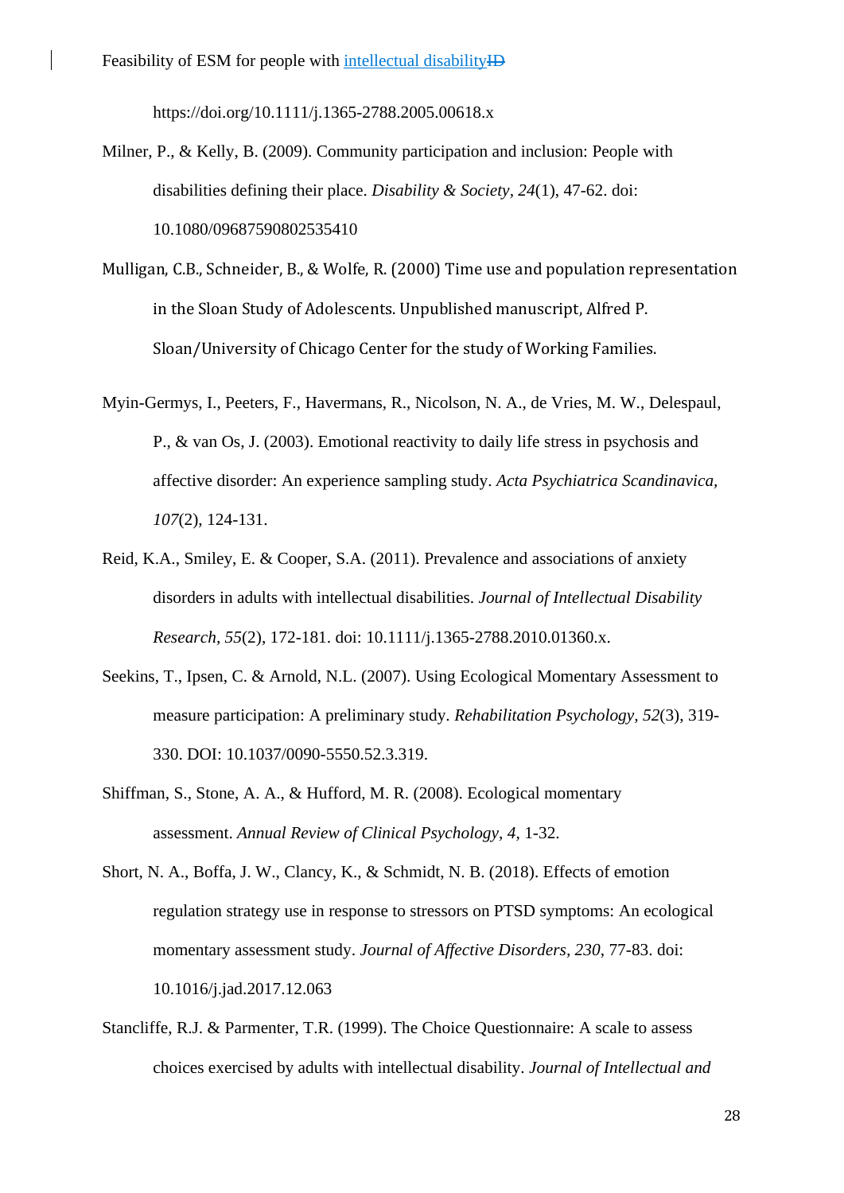https://doi.org/10.1111/j.1365-2788.2005.00618.x

Milner, P., & Kelly, B. (2009). Community participation and inclusion: People with disabilities defining their place. *Disability & Society*, *24*(1), 47-62. doi: 10.1080/09687590802535410

Mulligan, C.B., Schneider, B., & Wolfe, R. (2000) Time use and population representation in the Sloan Study of Adolescents. Unpublished manuscript, Alfred P. Sloan/University of Chicago Center for the study of Working Families.

Myin-Germys, I., Peeters, F., Havermans, R., Nicolson, N. A., de Vries, M. W., Delespaul, P., & van Os, J. (2003). Emotional reactivity to daily life stress in psychosis and affective disorder: An experience sampling study. *Acta Psychiatrica Scandinavica*, *107*(2), 124-131.

Reid, K.A., Smiley, E. & Cooper, S.A. (2011). Prevalence and associations of anxiety disorders in adults with intellectual disabilities. *Journal of Intellectual Disability Research*, *55*(2), 172-181. doi: 10.1111/j.1365-2788.2010.01360.x.

Seekins, T., Ipsen, C. & Arnold, N.L. (2007). Using Ecological Momentary Assessment to measure participation: A preliminary study. *Rehabilitation Psychology*, *52*(3), 319-330. DOI: 10.1037/0090-5550.52.3.319.

Shiffman, S., Stone, A. A., & Hufford, M. R. (2008). Ecological momentary assessment. *Annual Review of Clinical Psychology*, *4*, 1-32.

Short, N. A., Boffa, J. W., Clancy, K., & Schmidt, N. B. (2018). Effects of emotion regulation strategy use in response to stressors on PTSD symptoms: An ecological momentary assessment study. *Journal of Affective Disorders*, *230*, 77-83. doi: 10.1016/j.jad.2017.12.063

Stancliffe, R.J. & Parmenter, T.R. (1999). The Choice Questionnaire: A scale to assess choices exercised by adults with intellectual disability. *Journal of Intellectual and*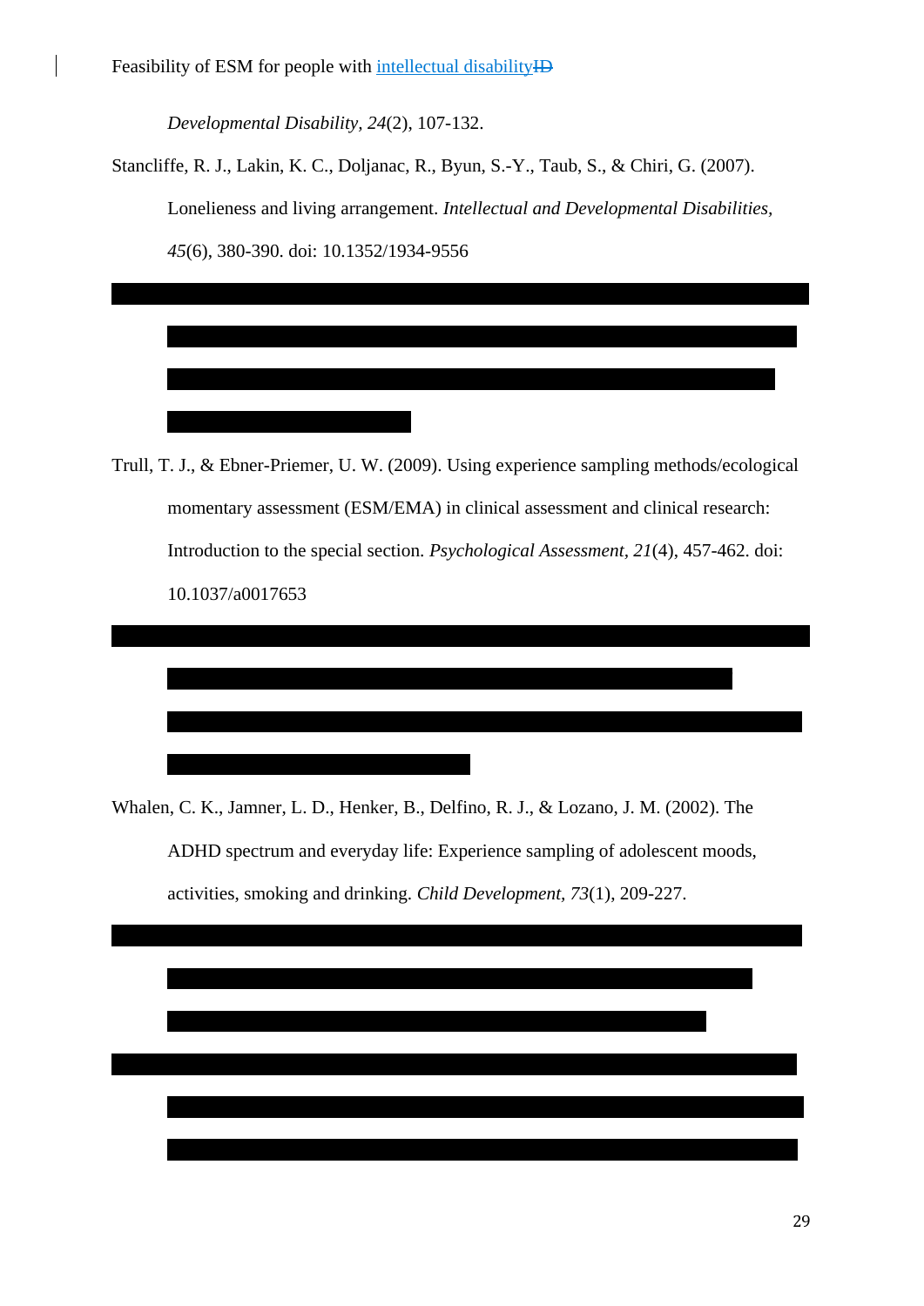*Developmental Disability, 24*(2), 107-132.

Stancliffe, R. J., Lakin, K. C., Doljanac, R., Byun, S.-Y., Taub, S., & Chiri, G. (2007). Lonelieness and living arrangement. *Intellectual and Developmental Disabilities, 45*(6), 380-390. doi: 10.1352/1934-9556

Trull, T. J., & Ebner-Priemer, U. W. (2009). Using experience sampling methods/ecological momentary assessment (ESM/EMA) in clinical assessment and clinical research: Introduction to the special section. *Psychological Assessment, 21*(4), 457-462. doi: 10.1037/a0017653

Whalen, C. K., Jamner, L. D., Henker, B., Delfino, R. J., & Lozano, J. M. (2002). The ADHD spectrum and everyday life: Experience sampling of adolescent moods, activities, smoking and drinking. *Child Development, 73*(1), 209-227.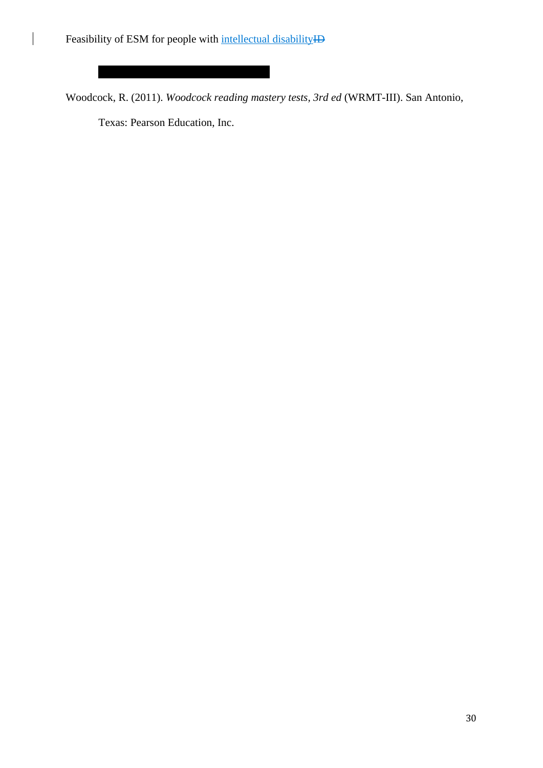Woodcock, R. (2011). *Woodcock reading mastery tests, 3rd ed* (WRMT-III). San Antonio, Texas: Pearson Education, Inc.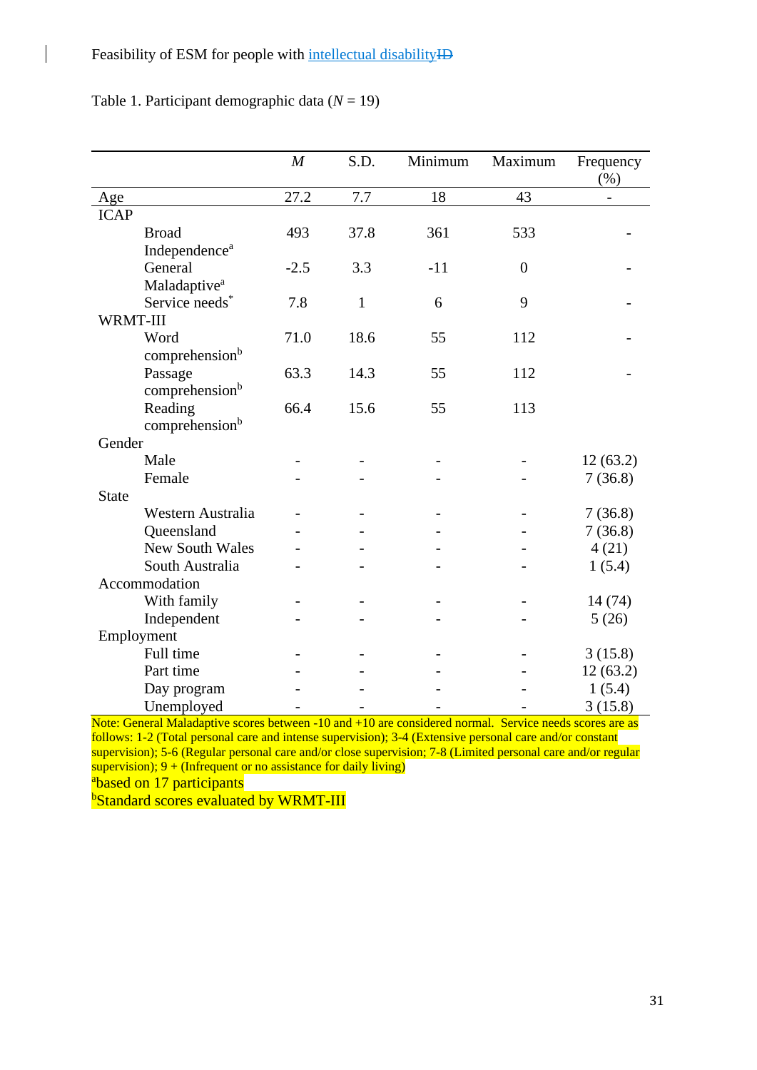Table 1. Participant demographic data ($N$ = 19)

| | *M* | S.D. | Minimum | Maximum | Frequency (%) |
|---|---|---|---|---|---|
| Age | 27.2 | 7.7 | 18 | 43 | - |
| ICAP | | | | | |
| Broad Independence[a] | 493 | 37.8 | 361 | 533 | - |
| General Maladaptive[a] | -2.5 | 3.3 | -11 | 0 | - |
| Service needs[*] | 7.8 | 1 | 6 | 9 | - |
| WRMT-III | | | | | |
| Word comprehension[b] | 71.0 | 18.6 | 55 | 112 | - |
| Passage comprehension[b] | 63.3 | 14.3 | 55 | 112 | - |
| Reading comprehension[b] | 66.4 | 15.6 | 55 | 113 | |
| Gender | | | | | |
| Male | - | - | - | - | 12 (63.2) |
| Female | - | - | - | - | 7 (36.8) |
| State | | | | | |
| Western Australia | - | - | - | - | 7 (36.8) |
| Queensland | - | - | - | - | 7 (36.8) |
| New South Wales | - | - | - | - | 4 (21) |
| South Australia | - | - | - | - | 1 (5.4) |
| Accommodation | | | | | |
| With family | - | - | - | - | 14 (74) |
| Independent | - | - | - | - | 5 (26) |
| Employment | | | | | |
| Full time | - | - | - | - | 3 (15.8) |
| Part time | - | - | - | - | 12 (63.2) |
| Day program | - | - | - | - | 1 (5.4) |
| Unemployed | - | - | - | - | 3 (15.8) |

Note: General Maladaptive scores between -10 and +10 are considered normal. Service needs scores are as follows: 1-2 (Total personal care and intense supervision); 3-4 (Extensive personal care and/or constant supervision); 5-6 (Regular personal care and/or close supervision; 7-8 (Limited personal care and/or regular supervision); 9 + (Infrequent or no assistance for daily living)

[a]based on 17 participants

[b]Standard scores evaluated by WRMT-III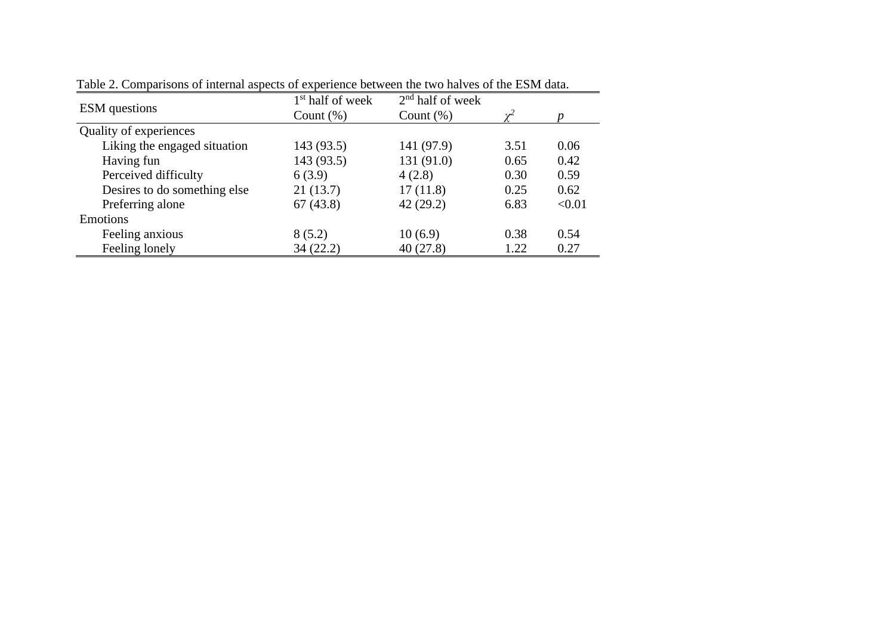Table 2. Comparisons of internal aspects of experience between the two halves of the ESM data.

| ESM questions | $1^{st}$ half of week Count (%) | $2^{nd}$ half of week Count (%) | $\chi^2$ | $p$ |
|---|---|---|---|---|
| Quality of experiences | | | | |
| Liking the engaged situation | 143 (93.5) | 141 (97.9) | 3.51 | 0.06 |
| Having fun | 143 (93.5) | 131 (91.0) | 0.65 | 0.42 |
| Perceived difficulty | 6 (3.9) | 4 (2.8) | 0.30 | 0.59 |
| Desires to do something else | 21 (13.7) | 17 (11.8) | 0.25 | 0.62 |
| Preferring alone | 67 (43.8) | 42 (29.2) | 6.83 | <0.01 |
| Emotions | | | | |
| Feeling anxious | 8 (5.2) | 10 (6.9) | 0.38 | 0.54 |
| Feeling lonely | 34 (22.2) | 40 (27.8) | 1.22 | 0.27 |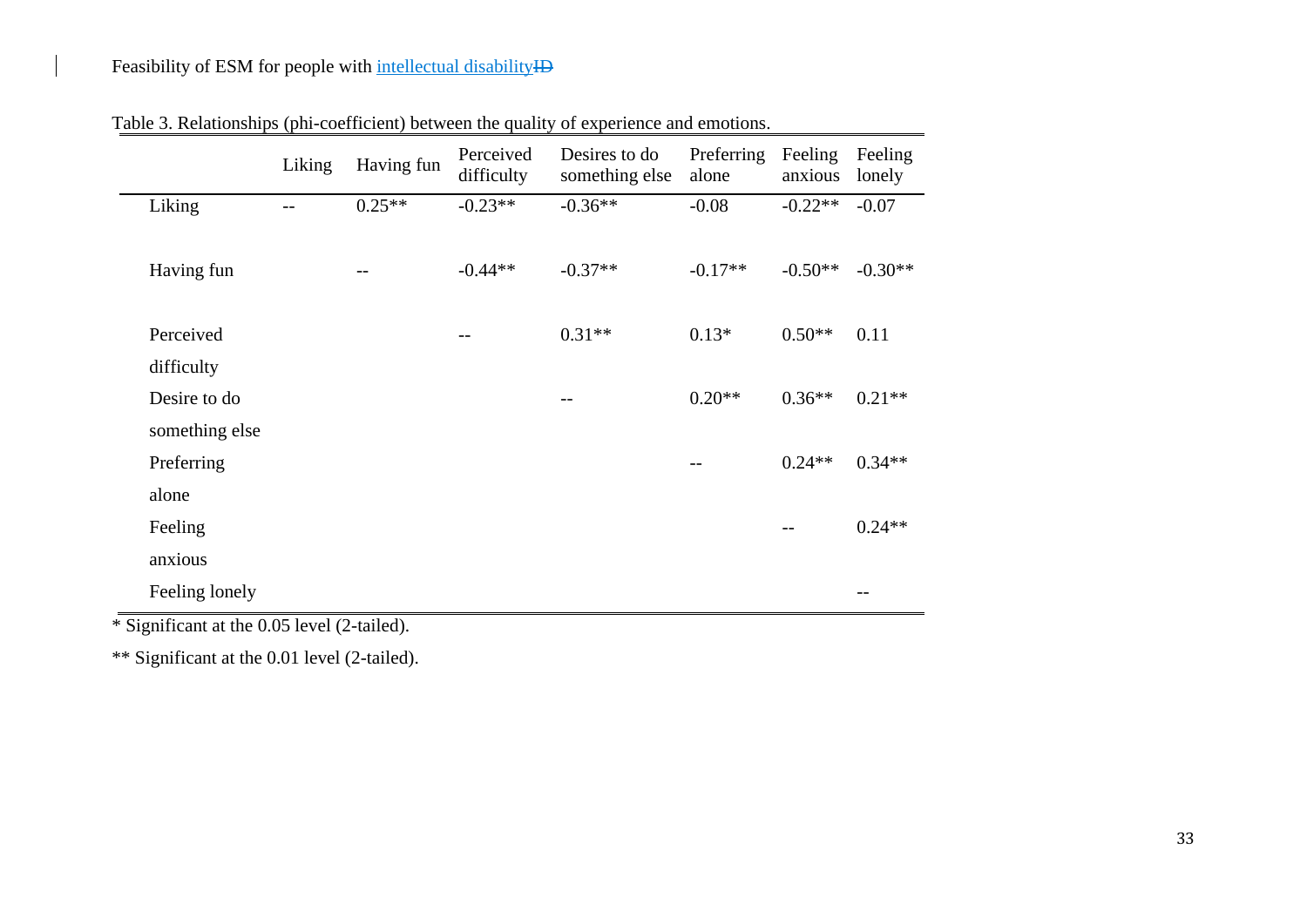Table 3. Relationships (phi-coefficient) between the quality of experience and emotions.

| | Liking | Having fun | Perceived difficulty | Desires to do something else | Preferring alone | Feeling anxious | Feeling lonely |
|---|---|---|---|---|---|---|---|
| Liking | -- | 0.25** | -0.23** | -0.36** | -0.08 | -0.22** | -0.07 |
| Having fun | | -- | -0.44** | -0.37** | -0.17** | -0.50** | -0.30** |
| Perceived difficulty | | | -- | 0.31** | 0.13* | 0.50** | 0.11 |
| Desire to do something else | | | | -- | 0.20** | 0.36** | 0.21** |
| Preferring alone | | | | | -- | 0.24** | 0.34** |
| Feeling anxious | | | | | | -- | 0.24** |
| Feeling lonely | | | | | | | -- |

* Significant at the 0.05 level (2-tailed).

** Significant at the 0.01 level (2-tailed).